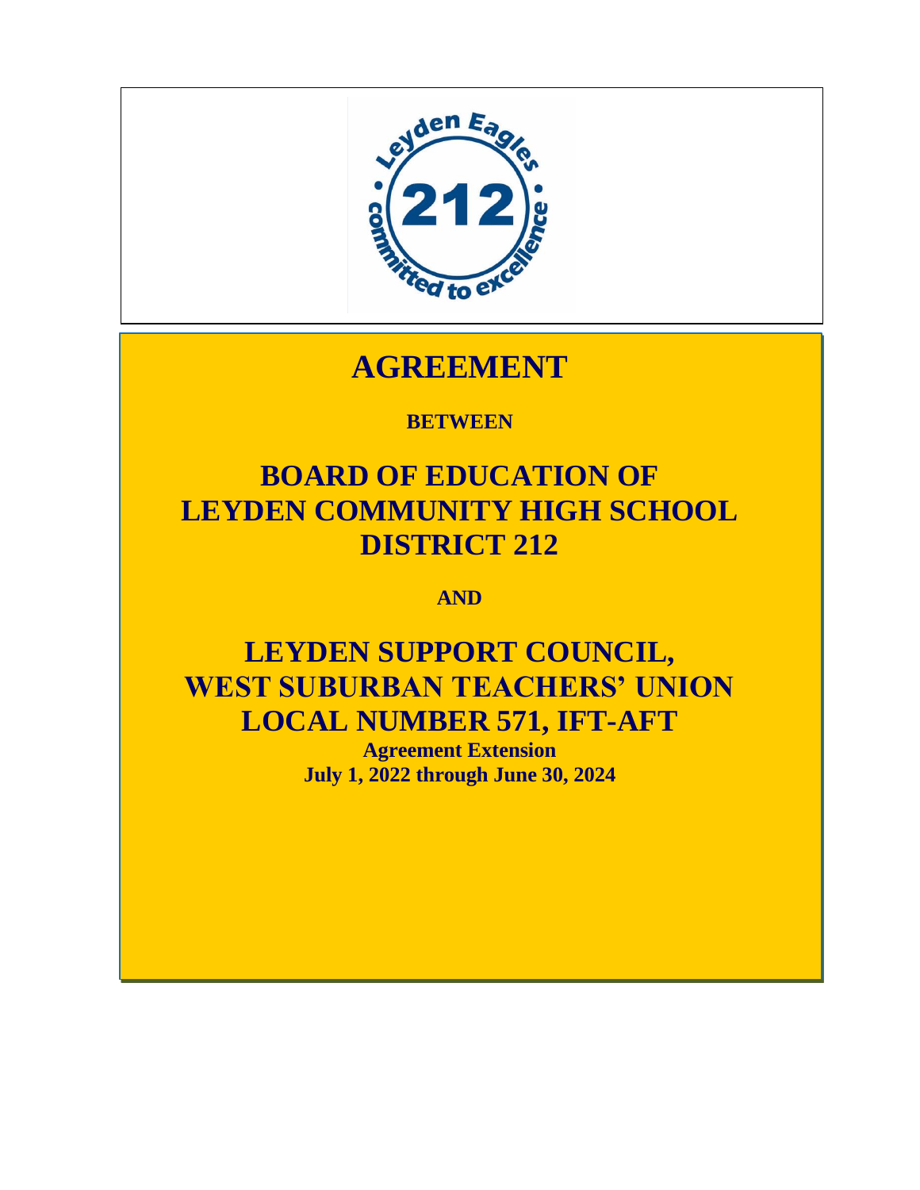# AGREEMENT

**BETWEEN**

## BOARD OF EDUCATION OF LEYDEN COMMUNITY HIGH SCHOOL DISTRICT 212

**AND**

## LEYDEN SUPPORT COUNCIL, WEST SUBURBAN TEACHERS' UNION LOCAL NUMBER 571, IFT-AFT

**Agreement Extension**
**July 1, 2022 through June 30, 2024**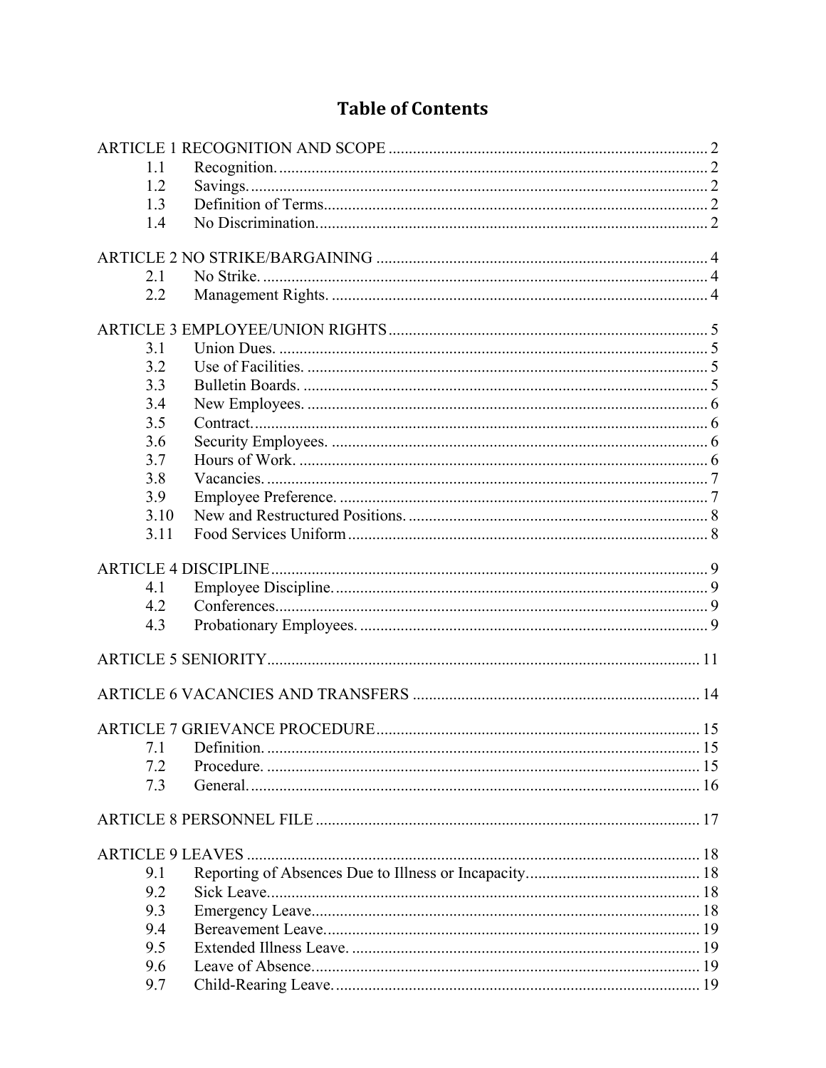# Table of Contents

ARTICLE 1 RECOGNITION AND SCOPE ..... 2
- 1.1 Recognition. ..... 2
- 1.2 Savings. ..... 2
- 1.3 Definition of Terms ..... 2
- 1.4 No Discrimination. ..... 2

ARTICLE 2 NO STRIKE/BARGAINING ..... 4
- 2.1 No Strike. ..... 4
- 2.2 Management Rights. ..... 4

ARTICLE 3 EMPLOYEE/UNION RIGHTS ..... 5
- 3.1 Union Dues. ..... 5
- 3.2 Use of Facilities. ..... 5
- 3.3 Bulletin Boards. ..... 5
- 3.4 New Employees. ..... 6
- 3.5 Contract. ..... 6
- 3.6 Security Employees. ..... 6
- 3.7 Hours of Work. ..... 6
- 3.8 Vacancies. ..... 7
- 3.9 Employee Preference. ..... 7
- 3.10 New and Restructured Positions. ..... 8
- 3.11 Food Services Uniform ..... 8

ARTICLE 4 DISCIPLINE ..... 9
- 4.1 Employee Discipline. ..... 9
- 4.2 Conferences. ..... 9
- 4.3 Probationary Employees. ..... 9

ARTICLE 5 SENIORITY ..... 11

ARTICLE 6 VACANCIES AND TRANSFERS ..... 14

ARTICLE 7 GRIEVANCE PROCEDURE ..... 15
- 7.1 Definition. ..... 15
- 7.2 Procedure. ..... 15
- 7.3 General. ..... 16

ARTICLE 8 PERSONNEL FILE ..... 17

ARTICLE 9 LEAVES ..... 18
- 9.1 Reporting of Absences Due to Illness or Incapacity ..... 18
- 9.2 Sick Leave ..... 18
- 9.3 Emergency Leave ..... 18
- 9.4 Bereavement Leave ..... 19
- 9.5 Extended Illness Leave. ..... 19
- 9.6 Leave of Absence. ..... 19
- 9.7 Child-Rearing Leave. ..... 19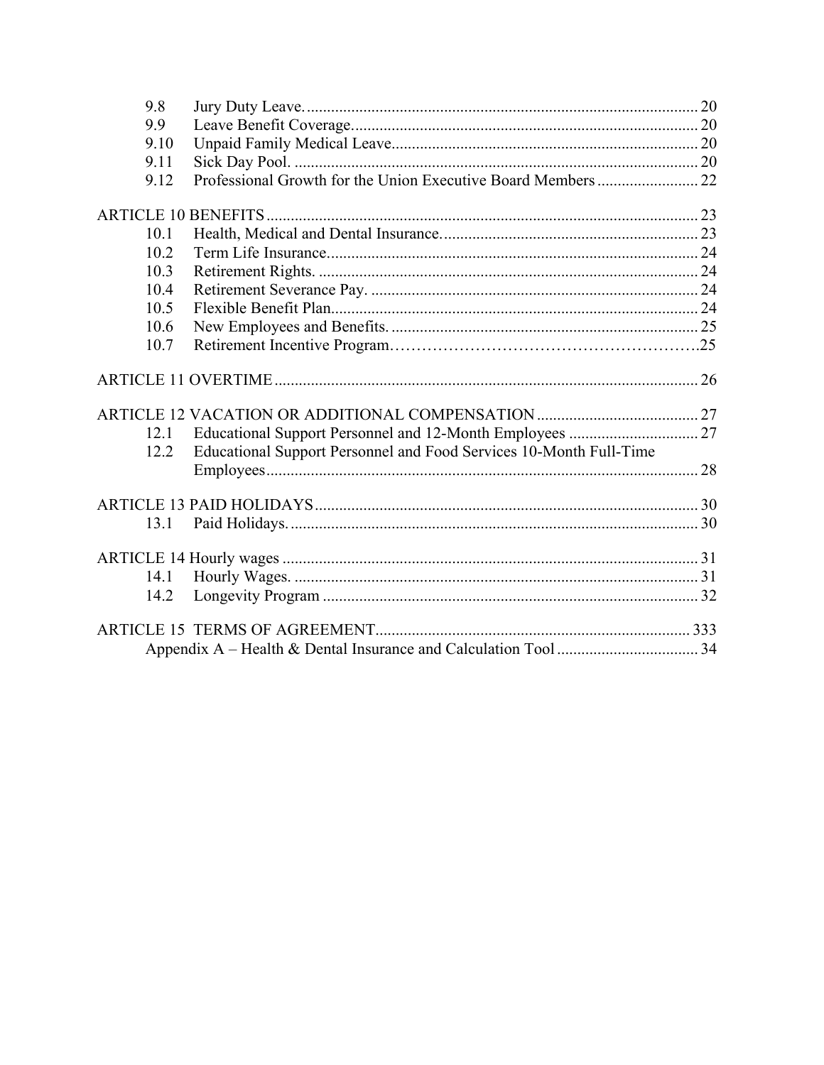| | | |
|---|---|---|
| 9.8 | Jury Duty Leave. | 20 |
| 9.9 | Leave Benefit Coverage. | 20 |
| 9.10 | Unpaid Family Medical Leave | 20 |
| 9.11 | Sick Day Pool. | 20 |
| 9.12 | Professional Growth for the Union Executive Board Members | 22 |
| ARTICLE 10 BENEFITS | | 23 |
| 10.1 | Health, Medical and Dental Insurance. | 23 |
| 10.2 | Term Life Insurance | 24 |
| 10.3 | Retirement Rights. | 24 |
| 10.4 | Retirement Severance Pay. | 24 |
| 10.5 | Flexible Benefit Plan | 24 |
| 10.6 | New Employees and Benefits. | 25 |
| 10.7 | Retirement Incentive Program | 25 |
| ARTICLE 11 OVERTIME | | 26 |
| ARTICLE 12 VACATION OR ADDITIONAL COMPENSATION | | 27 |
| 12.1 | Educational Support Personnel and 12-Month Employees | 27 |
| 12.2 | Educational Support Personnel and Food Services 10-Month Full-Time Employees | 28 |
| ARTICLE 13 PAID HOLIDAYS | | 30 |
| 13.1 | Paid Holidays. | 30 |
| ARTICLE 14 Hourly wages | | 31 |
| 14.1 | Hourly Wages. | 31 |
| 14.2 | Longevity Program | 32 |
| ARTICLE 15 TERMS OF AGREEMENT | | 333 |
| | Appendix A – Health & Dental Insurance and Calculation Tool | 34 |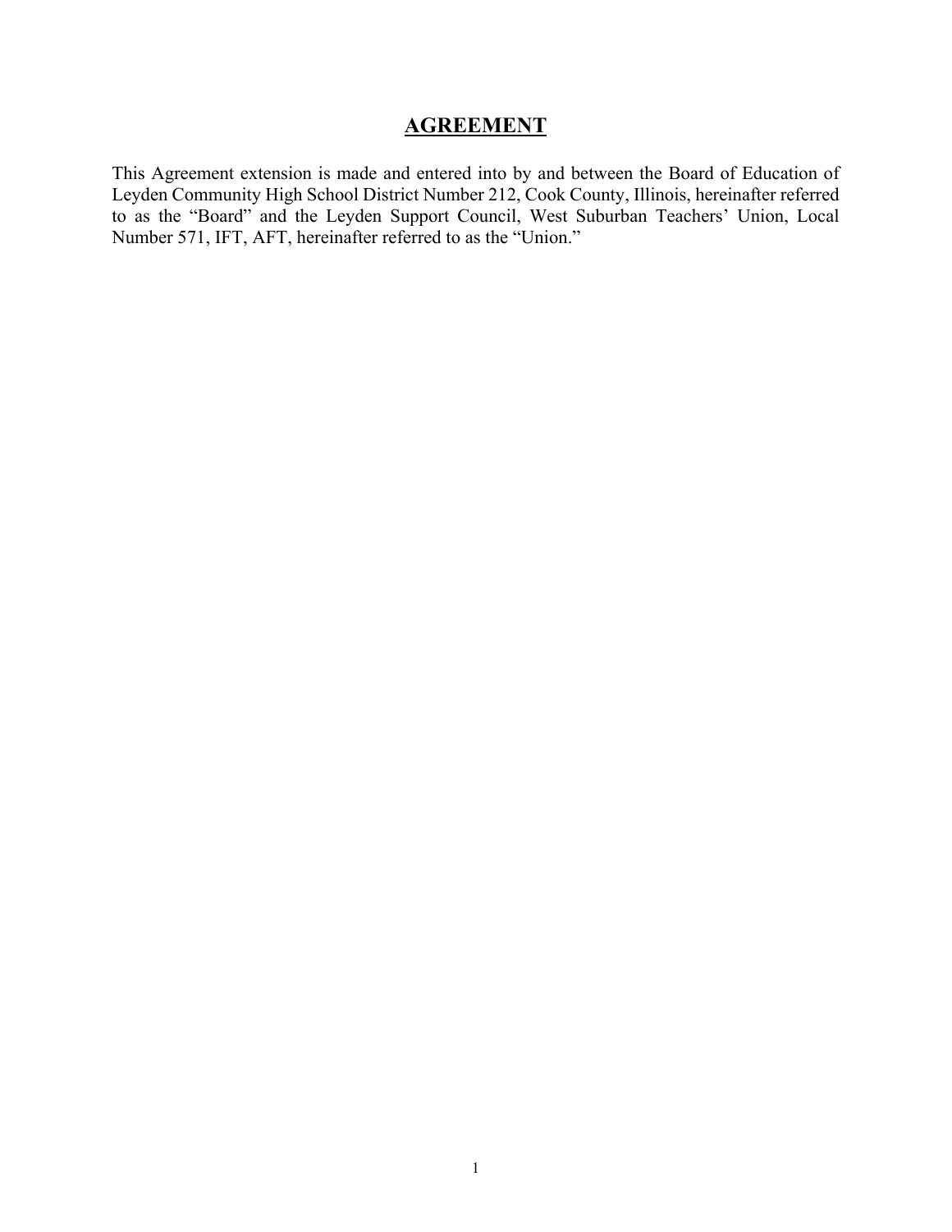# AGREEMENT

This Agreement extension is made and entered into by and between the Board of Education of Leyden Community High School District Number 212, Cook County, Illinois, hereinafter referred to as the "Board" and the Leyden Support Council, West Suburban Teachers' Union, Local Number 571, IFT, AFT, hereinafter referred to as the "Union."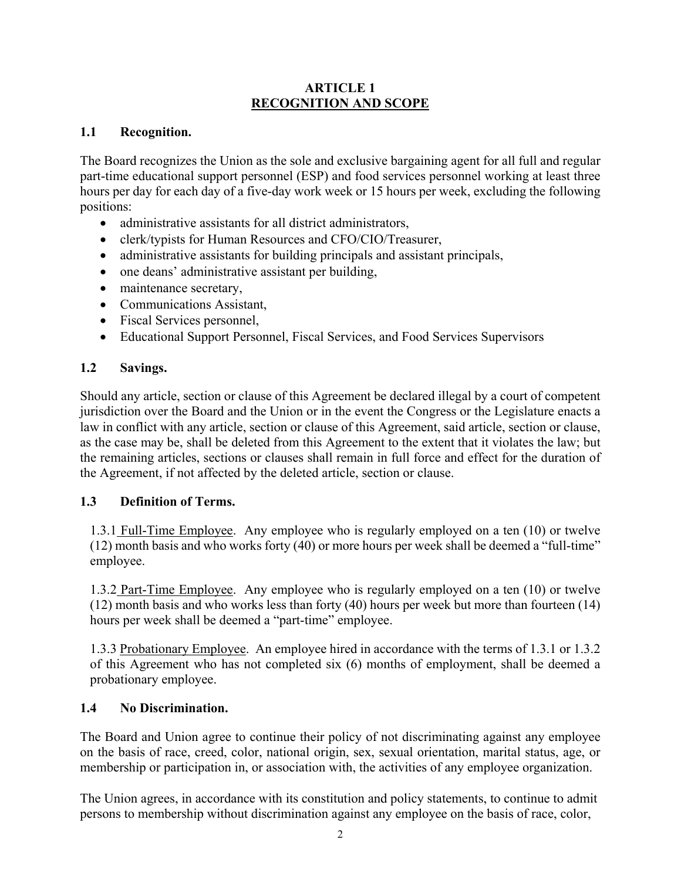# ARTICLE 1
## RECOGNITION AND SCOPE

### 1.1 Recognition.

The Board recognizes the Union as the sole and exclusive bargaining agent for all full and regular part-time educational support personnel (ESP) and food services personnel working at least three hours per day for each day of a five-day work week or 15 hours per week, excluding the following positions:

- administrative assistants for all district administrators,
- clerk/typists for Human Resources and CFO/CIO/Treasurer,
- administrative assistants for building principals and assistant principals,
- one deans' administrative assistant per building,
- maintenance secretary,
- Communications Assistant,
- Fiscal Services personnel,
- Educational Support Personnel, Fiscal Services, and Food Services Supervisors

### 1.2 Savings.

Should any article, section or clause of this Agreement be declared illegal by a court of competent jurisdiction over the Board and the Union or in the event the Congress or the Legislature enacts a law in conflict with any article, section or clause of this Agreement, said article, section or clause, as the case may be, shall be deleted from this Agreement to the extent that it violates the law; but the remaining articles, sections or clauses shall remain in full force and effect for the duration of the Agreement, if not affected by the deleted article, section or clause.

### 1.3 Definition of Terms.

1.3.1 Full-Time Employee. Any employee who is regularly employed on a ten (10) or twelve (12) month basis and who works forty (40) or more hours per week shall be deemed a "full-time" employee.

1.3.2 Part-Time Employee. Any employee who is regularly employed on a ten (10) or twelve (12) month basis and who works less than forty (40) hours per week but more than fourteen (14) hours per week shall be deemed a "part-time" employee.

1.3.3 Probationary Employee. An employee hired in accordance with the terms of 1.3.1 or 1.3.2 of this Agreement who has not completed six (6) months of employment, shall be deemed a probationary employee.

### 1.4 No Discrimination.

The Board and Union agree to continue their policy of not discriminating against any employee on the basis of race, creed, color, national origin, sex, sexual orientation, marital status, age, or membership or participation in, or association with, the activities of any employee organization.

The Union agrees, in accordance with its constitution and policy statements, to continue to admit persons to membership without discrimination against any employee on the basis of race, color,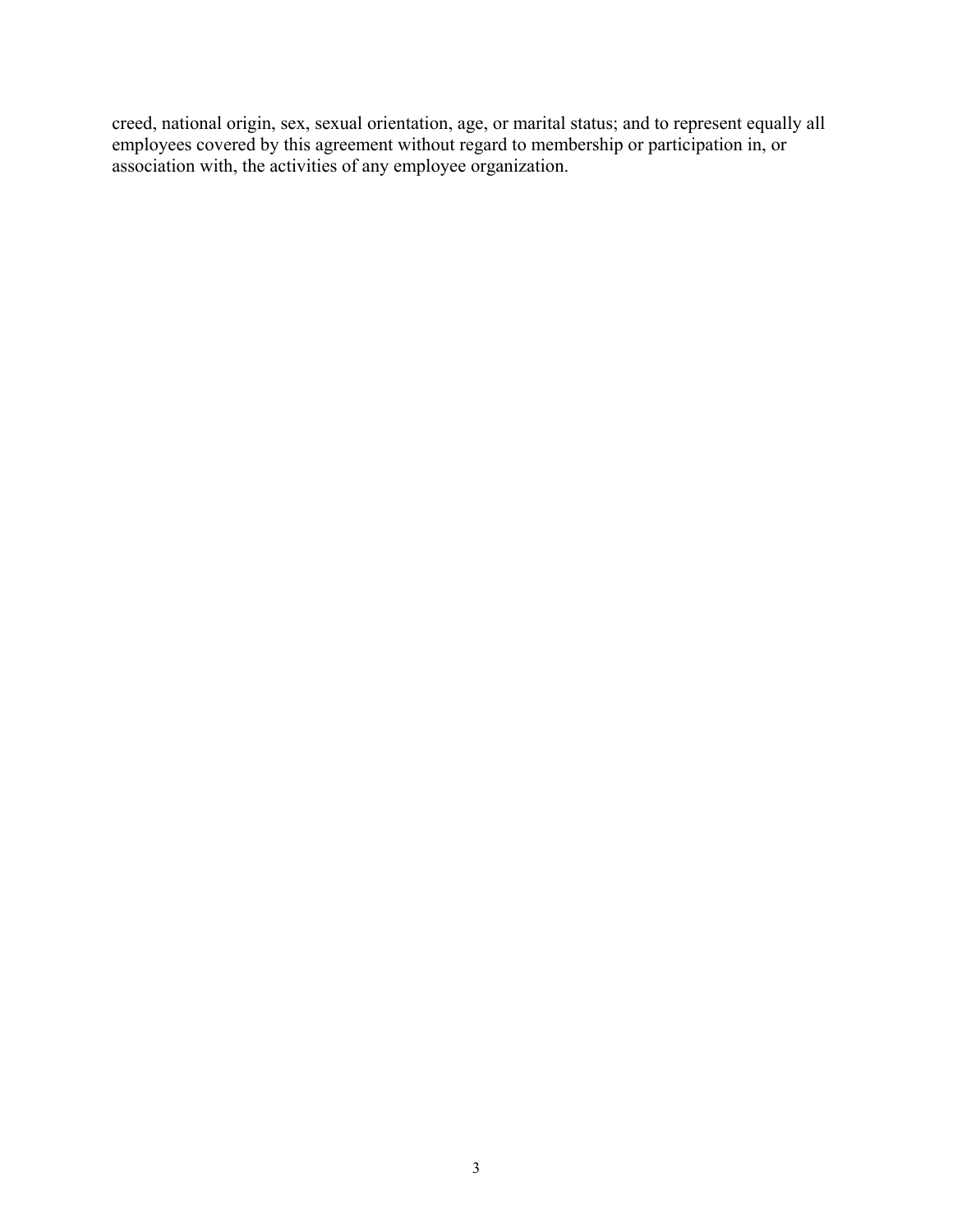creed, national origin, sex, sexual orientation, age, or marital status; and to represent equally all employees covered by this agreement without regard to membership or participation in, or association with, the activities of any employee organization.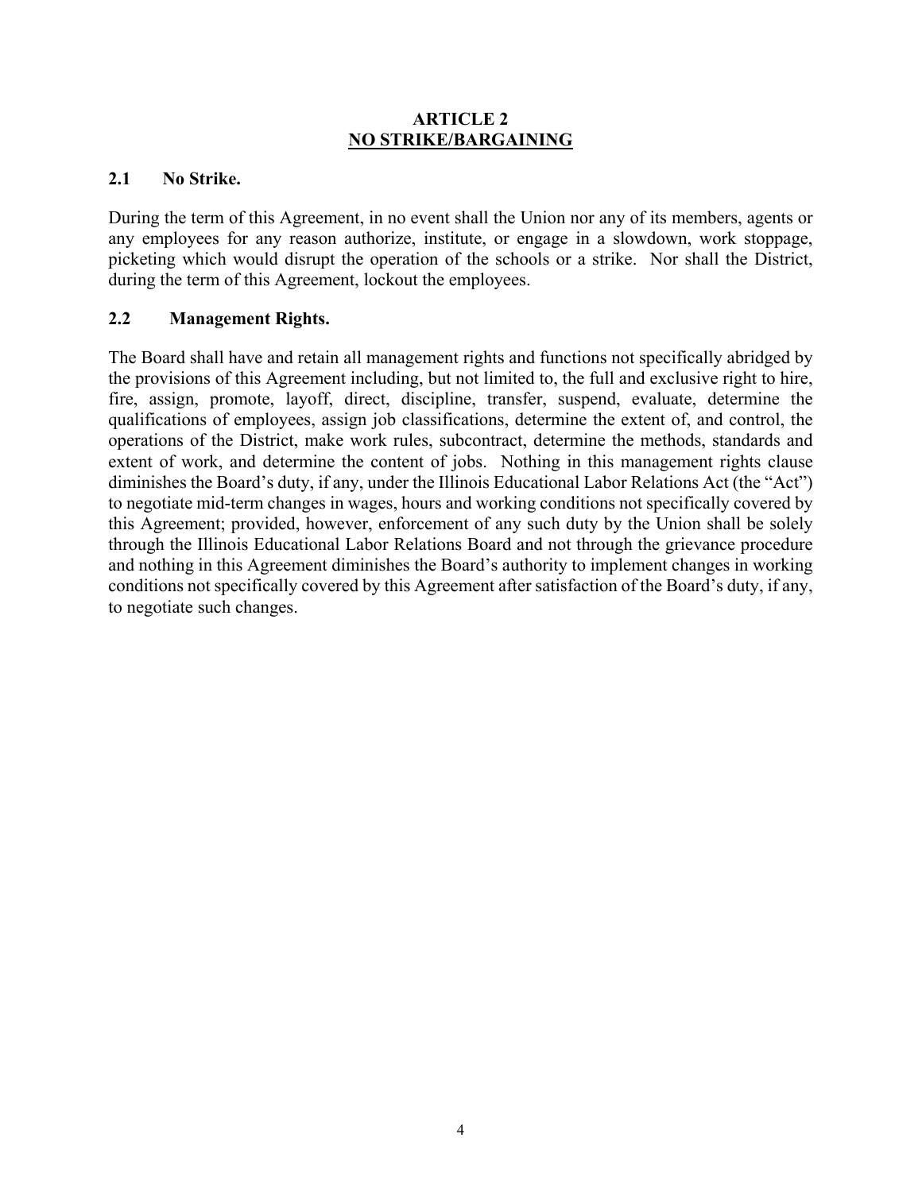# ARTICLE 2
## NO STRIKE/BARGAINING

### 2.1 No Strike.

During the term of this Agreement, in no event shall the Union nor any of its members, agents or any employees for any reason authorize, institute, or engage in a slowdown, work stoppage, picketing which would disrupt the operation of the schools or a strike. Nor shall the District, during the term of this Agreement, lockout the employees.

### 2.2 Management Rights.

The Board shall have and retain all management rights and functions not specifically abridged by the provisions of this Agreement including, but not limited to, the full and exclusive right to hire, fire, assign, promote, layoff, direct, discipline, transfer, suspend, evaluate, determine the qualifications of employees, assign job classifications, determine the extent of, and control, the operations of the District, make work rules, subcontract, determine the methods, standards and extent of work, and determine the content of jobs. Nothing in this management rights clause diminishes the Board's duty, if any, under the Illinois Educational Labor Relations Act (the "Act") to negotiate mid-term changes in wages, hours and working conditions not specifically covered by this Agreement; provided, however, enforcement of any such duty by the Union shall be solely through the Illinois Educational Labor Relations Board and not through the grievance procedure and nothing in this Agreement diminishes the Board's authority to implement changes in working conditions not specifically covered by this Agreement after satisfaction of the Board's duty, if any, to negotiate such changes.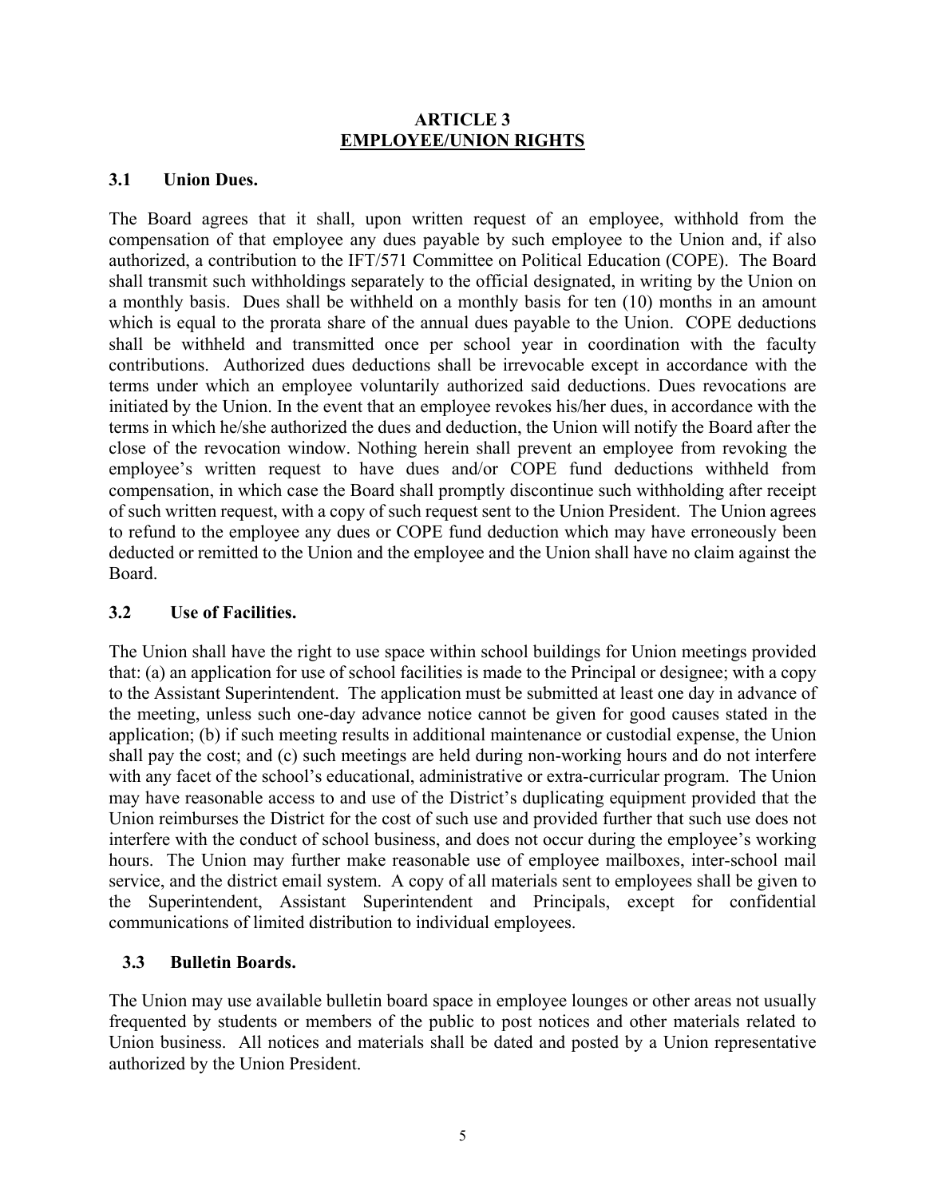## ARTICLE 3
## EMPLOYEE/UNION RIGHTS

### 3.1 Union Dues.

The Board agrees that it shall, upon written request of an employee, withhold from the compensation of that employee any dues payable by such employee to the Union and, if also authorized, a contribution to the IFT/571 Committee on Political Education (COPE). The Board shall transmit such withholdings separately to the official designated, in writing by the Union on a monthly basis. Dues shall be withheld on a monthly basis for ten (10) months in an amount which is equal to the prorata share of the annual dues payable to the Union. COPE deductions shall be withheld and transmitted once per school year in coordination with the faculty contributions. Authorized dues deductions shall be irrevocable except in accordance with the terms under which an employee voluntarily authorized said deductions. Dues revocations are initiated by the Union. In the event that an employee revokes his/her dues, in accordance with the terms in which he/she authorized the dues and deduction, the Union will notify the Board after the close of the revocation window. Nothing herein shall prevent an employee from revoking the employee's written request to have dues and/or COPE fund deductions withheld from compensation, in which case the Board shall promptly discontinue such withholding after receipt of such written request, with a copy of such request sent to the Union President. The Union agrees to refund to the employee any dues or COPE fund deduction which may have erroneously been deducted or remitted to the Union and the employee and the Union shall have no claim against the Board.

### 3.2 Use of Facilities.

The Union shall have the right to use space within school buildings for Union meetings provided that: (a) an application for use of school facilities is made to the Principal or designee; with a copy to the Assistant Superintendent. The application must be submitted at least one day in advance of the meeting, unless such one-day advance notice cannot be given for good causes stated in the application; (b) if such meeting results in additional maintenance or custodial expense, the Union shall pay the cost; and (c) such meetings are held during non-working hours and do not interfere with any facet of the school's educational, administrative or extra-curricular program. The Union may have reasonable access to and use of the District's duplicating equipment provided that the Union reimburses the District for the cost of such use and provided further that such use does not interfere with the conduct of school business, and does not occur during the employee's working hours. The Union may further make reasonable use of employee mailboxes, inter-school mail service, and the district email system. A copy of all materials sent to employees shall be given to the Superintendent, Assistant Superintendent and Principals, except for confidential communications of limited distribution to individual employees.

### 3.3 Bulletin Boards.

The Union may use available bulletin board space in employee lounges or other areas not usually frequented by students or members of the public to post notices and other materials related to Union business. All notices and materials shall be dated and posted by a Union representative authorized by the Union President.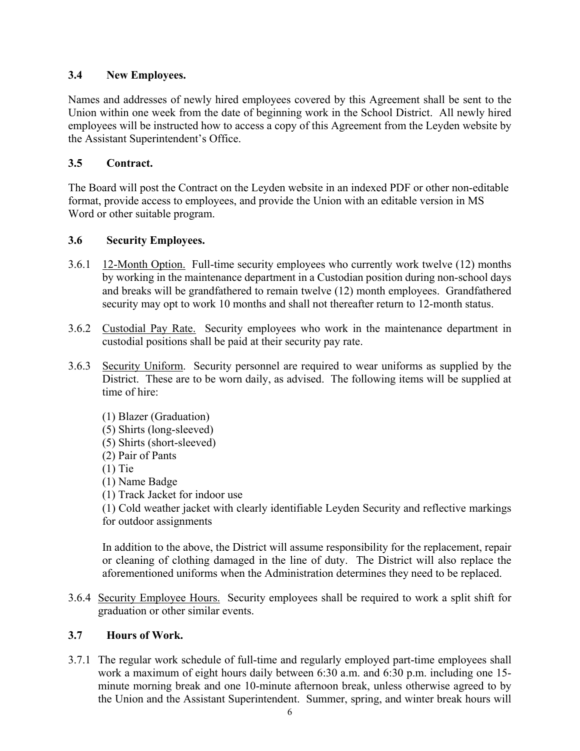### 3.4 New Employees.

Names and addresses of newly hired employees covered by this Agreement shall be sent to the Union within one week from the date of beginning work in the School District. All newly hired employees will be instructed how to access a copy of this Agreement from the Leyden website by the Assistant Superintendent's Office.

### 3.5 Contract.

The Board will post the Contract on the Leyden website in an indexed PDF or other non-editable format, provide access to employees, and provide the Union with an editable version in MS Word or other suitable program.

### 3.6 Security Employees.

3.6.1 12-Month Option. Full-time security employees who currently work twelve (12) months by working in the maintenance department in a Custodian position during non-school days and breaks will be grandfathered to remain twelve (12) month employees. Grandfathered security may opt to work 10 months and shall not thereafter return to 12-month status.

3.6.2 Custodial Pay Rate. Security employees who work in the maintenance department in custodial positions shall be paid at their security pay rate.

3.6.3 Security Uniform. Security personnel are required to wear uniforms as supplied by the District. These are to be worn daily, as advised. The following items will be supplied at time of hire:

(1) Blazer (Graduation)
(5) Shirts (long-sleeved)
(5) Shirts (short-sleeved)
(2) Pair of Pants
(1) Tie
(1) Name Badge
(1) Track Jacket for indoor use
(1) Cold weather jacket with clearly identifiable Leyden Security and reflective markings for outdoor assignments

In addition to the above, the District will assume responsibility for the replacement, repair or cleaning of clothing damaged in the line of duty. The District will also replace the aforementioned uniforms when the Administration determines they need to be replaced.

3.6.4 Security Employee Hours. Security employees shall be required to work a split shift for graduation or other similar events.

### 3.7 Hours of Work.

3.7.1 The regular work schedule of full-time and regularly employed part-time employees shall work a maximum of eight hours daily between 6:30 a.m. and 6:30 p.m. including one 15-minute morning break and one 10-minute afternoon break, unless otherwise agreed to by the Union and the Assistant Superintendent. Summer, spring, and winter break hours will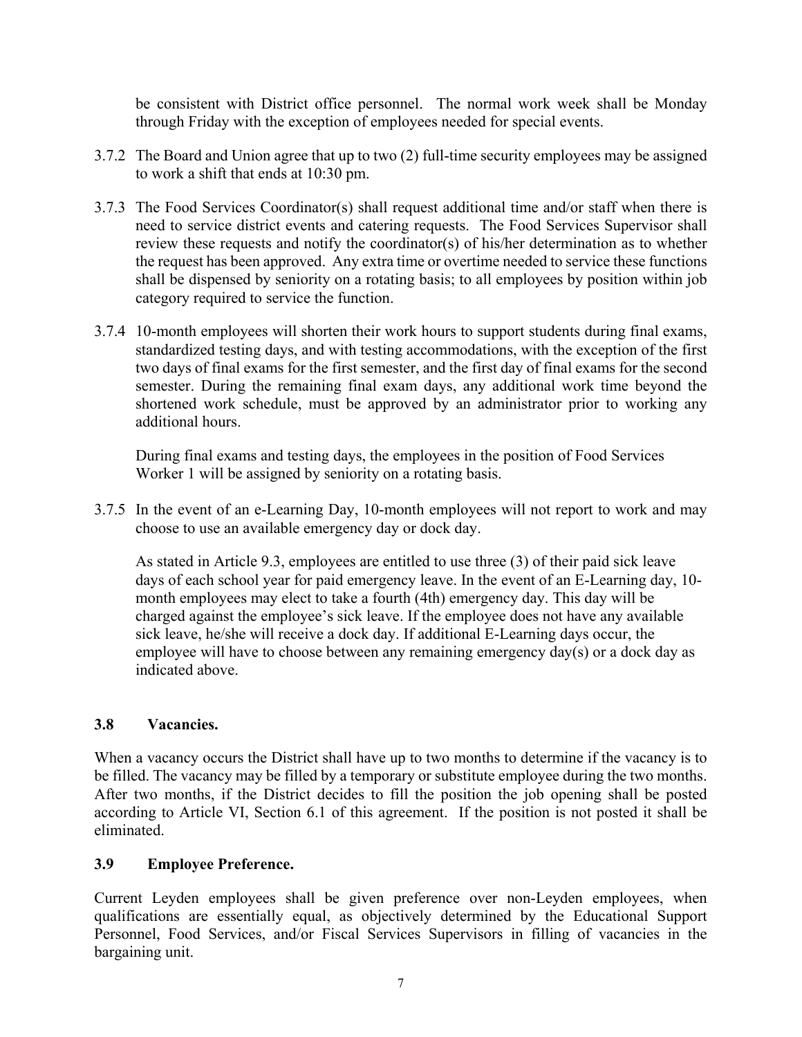be consistent with District office personnel. The normal work week shall be Monday through Friday with the exception of employees needed for special events.

3.7.2 The Board and Union agree that up to two (2) full-time security employees may be assigned to work a shift that ends at 10:30 pm.

3.7.3 The Food Services Coordinator(s) shall request additional time and/or staff when there is need to service district events and catering requests. The Food Services Supervisor shall review these requests and notify the coordinator(s) of his/her determination as to whether the request has been approved. Any extra time or overtime needed to service these functions shall be dispensed by seniority on a rotating basis; to all employees by position within job category required to service the function.

3.7.4 10-month employees will shorten their work hours to support students during final exams, standardized testing days, and with testing accommodations, with the exception of the first two days of final exams for the first semester, and the first day of final exams for the second semester. During the remaining final exam days, any additional work time beyond the shortened work schedule, must be approved by an administrator prior to working any additional hours.

During final exams and testing days, the employees in the position of Food Services Worker 1 will be assigned by seniority on a rotating basis.

3.7.5 In the event of an e-Learning Day, 10-month employees will not report to work and may choose to use an available emergency day or dock day.

As stated in Article 9.3, employees are entitled to use three (3) of their paid sick leave days of each school year for paid emergency leave. In the event of an E-Learning day, 10-month employees may elect to take a fourth (4th) emergency day. This day will be charged against the employee's sick leave. If the employee does not have any available sick leave, he/she will receive a dock day. If additional E-Learning days occur, the employee will have to choose between any remaining emergency day(s) or a dock day as indicated above.

### 3.8 Vacancies.

When a vacancy occurs the District shall have up to two months to determine if the vacancy is to be filled. The vacancy may be filled by a temporary or substitute employee during the two months. After two months, if the District decides to fill the position the job opening shall be posted according to Article VI, Section 6.1 of this agreement. If the position is not posted it shall be eliminated.

### 3.9 Employee Preference.

Current Leyden employees shall be given preference over non-Leyden employees, when qualifications are essentially equal, as objectively determined by the Educational Support Personnel, Food Services, and/or Fiscal Services Supervisors in filling of vacancies in the bargaining unit.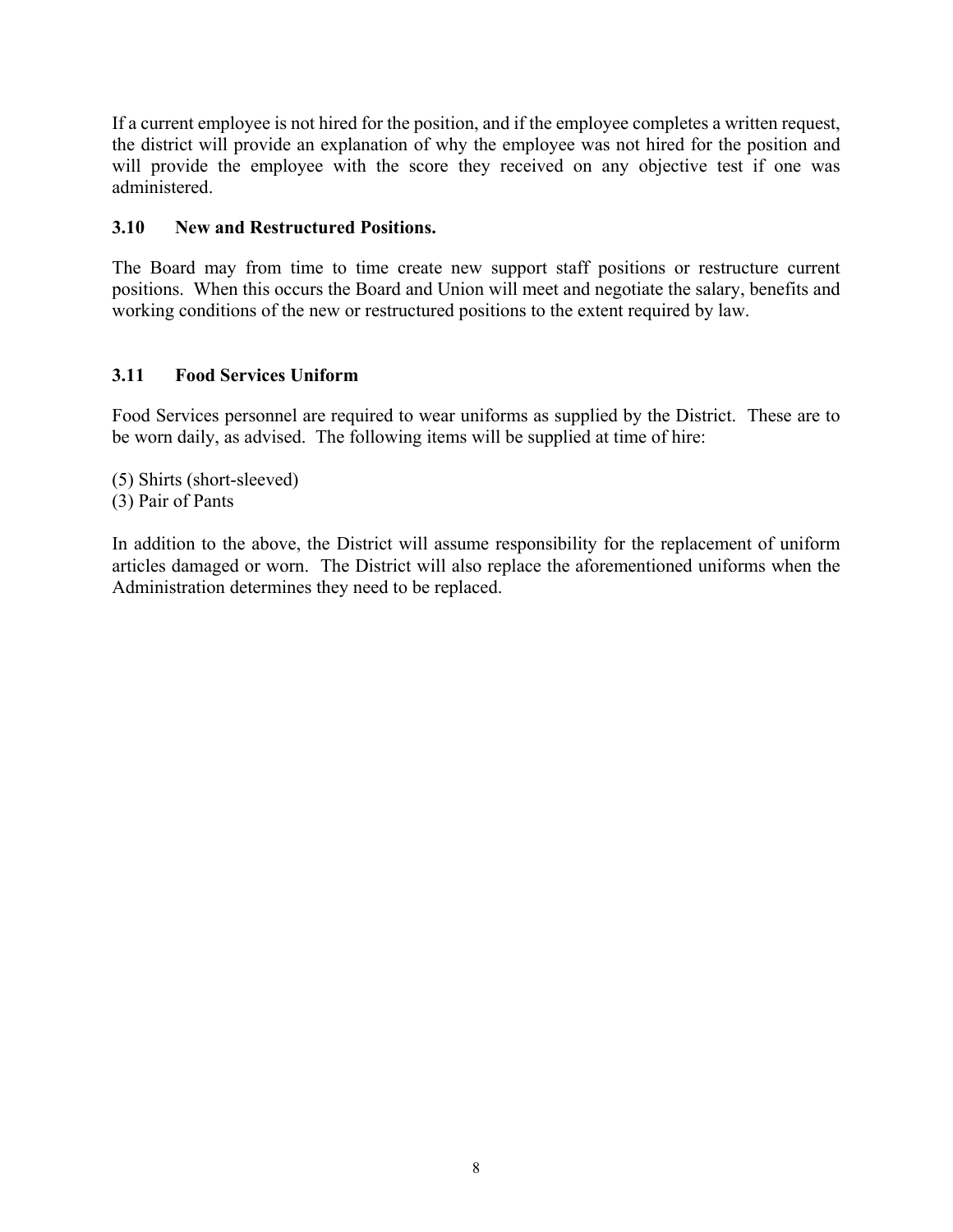If a current employee is not hired for the position, and if the employee completes a written request, the district will provide an explanation of why the employee was not hired for the position and will provide the employee with the score they received on any objective test if one was administered.

### 3.10 New and Restructured Positions.

The Board may from time to time create new support staff positions or restructure current positions. When this occurs the Board and Union will meet and negotiate the salary, benefits and working conditions of the new or restructured positions to the extent required by law.

### 3.11 Food Services Uniform

Food Services personnel are required to wear uniforms as supplied by the District. These are to be worn daily, as advised. The following items will be supplied at time of hire:

(5) Shirts (short-sleeved)
(3) Pair of Pants

In addition to the above, the District will assume responsibility for the replacement of uniform articles damaged or worn. The District will also replace the aforementioned uniforms when the Administration determines they need to be replaced.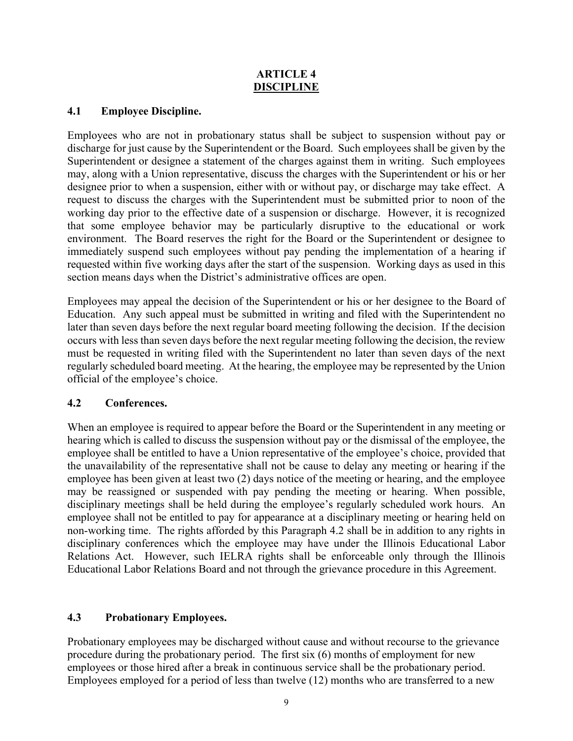# ARTICLE 4
# DISCIPLINE

### 4.1 Employee Discipline.

Employees who are not in probationary status shall be subject to suspension without pay or discharge for just cause by the Superintendent or the Board. Such employees shall be given by the Superintendent or designee a statement of the charges against them in writing. Such employees may, along with a Union representative, discuss the charges with the Superintendent or his or her designee prior to when a suspension, either with or without pay, or discharge may take effect. A request to discuss the charges with the Superintendent must be submitted prior to noon of the working day prior to the effective date of a suspension or discharge. However, it is recognized that some employee behavior may be particularly disruptive to the educational or work environment. The Board reserves the right for the Board or the Superintendent or designee to immediately suspend such employees without pay pending the implementation of a hearing if requested within five working days after the start of the suspension. Working days as used in this section means days when the District's administrative offices are open.

Employees may appeal the decision of the Superintendent or his or her designee to the Board of Education. Any such appeal must be submitted in writing and filed with the Superintendent no later than seven days before the next regular board meeting following the decision. If the decision occurs with less than seven days before the next regular meeting following the decision, the review must be requested in writing filed with the Superintendent no later than seven days of the next regularly scheduled board meeting. At the hearing, the employee may be represented by the Union official of the employee's choice.

### 4.2 Conferences.

When an employee is required to appear before the Board or the Superintendent in any meeting or hearing which is called to discuss the suspension without pay or the dismissal of the employee, the employee shall be entitled to have a Union representative of the employee's choice, provided that the unavailability of the representative shall not be cause to delay any meeting or hearing if the employee has been given at least two (2) days notice of the meeting or hearing, and the employee may be reassigned or suspended with pay pending the meeting or hearing. When possible, disciplinary meetings shall be held during the employee's regularly scheduled work hours. An employee shall not be entitled to pay for appearance at a disciplinary meeting or hearing held on non-working time. The rights afforded by this Paragraph 4.2 shall be in addition to any rights in disciplinary conferences which the employee may have under the Illinois Educational Labor Relations Act. However, such IELRA rights shall be enforceable only through the Illinois Educational Labor Relations Board and not through the grievance procedure in this Agreement.

### 4.3 Probationary Employees.

Probationary employees may be discharged without cause and without recourse to the grievance procedure during the probationary period. The first six (6) months of employment for new employees or those hired after a break in continuous service shall be the probationary period. Employees employed for a period of less than twelve (12) months who are transferred to a new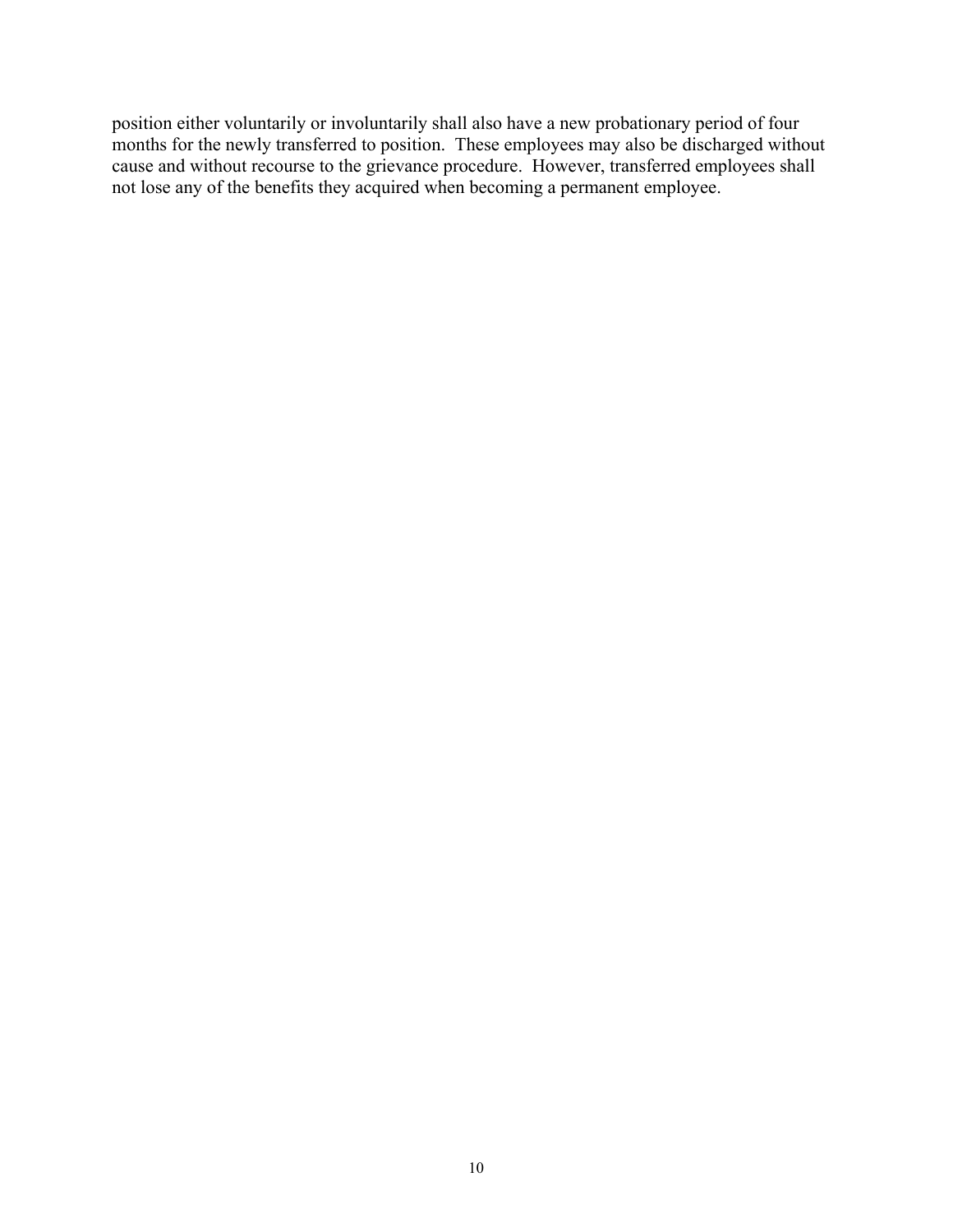position either voluntarily or involuntarily shall also have a new probationary period of four months for the newly transferred to position. These employees may also be discharged without cause and without recourse to the grievance procedure. However, transferred employees shall not lose any of the benefits they acquired when becoming a permanent employee.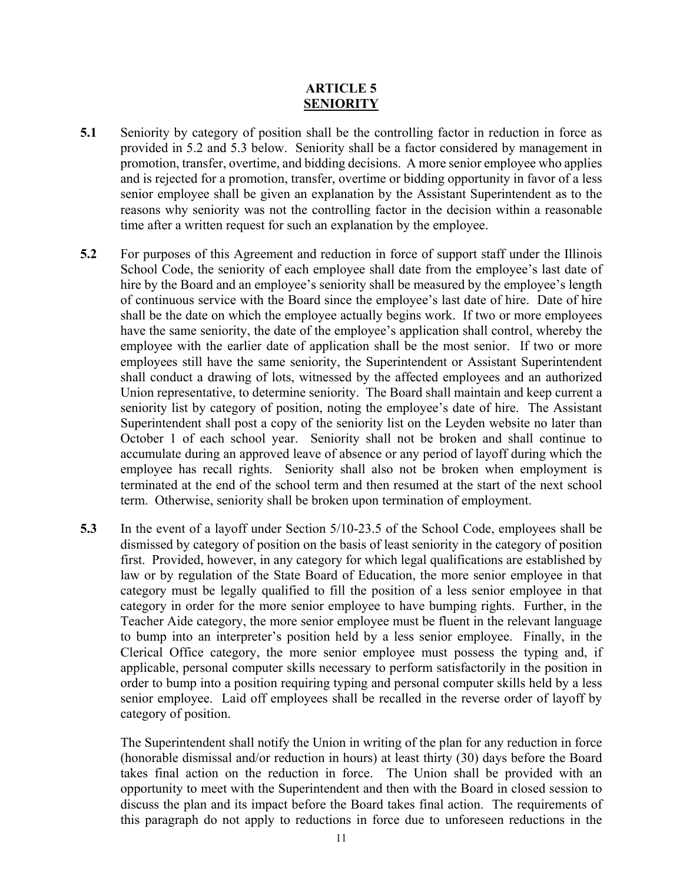# ARTICLE 5
## SENIORITY

**5.1** Seniority by category of position shall be the controlling factor in reduction in force as provided in 5.2 and 5.3 below. Seniority shall be a factor considered by management in promotion, transfer, overtime, and bidding decisions. A more senior employee who applies and is rejected for a promotion, transfer, overtime or bidding opportunity in favor of a less senior employee shall be given an explanation by the Assistant Superintendent as to the reasons why seniority was not the controlling factor in the decision within a reasonable time after a written request for such an explanation by the employee.

**5.2** For purposes of this Agreement and reduction in force of support staff under the Illinois School Code, the seniority of each employee shall date from the employee's last date of hire by the Board and an employee's seniority shall be measured by the employee's length of continuous service with the Board since the employee's last date of hire. Date of hire shall be the date on which the employee actually begins work. If two or more employees have the same seniority, the date of the employee's application shall control, whereby the employee with the earlier date of application shall be the most senior. If two or more employees still have the same seniority, the Superintendent or Assistant Superintendent shall conduct a drawing of lots, witnessed by the affected employees and an authorized Union representative, to determine seniority. The Board shall maintain and keep current a seniority list by category of position, noting the employee's date of hire. The Assistant Superintendent shall post a copy of the seniority list on the Leyden website no later than October 1 of each school year. Seniority shall not be broken and shall continue to accumulate during an approved leave of absence or any period of layoff during which the employee has recall rights. Seniority shall also not be broken when employment is terminated at the end of the school term and then resumed at the start of the next school term. Otherwise, seniority shall be broken upon termination of employment.

**5.3** In the event of a layoff under Section 5/10-23.5 of the School Code, employees shall be dismissed by category of position on the basis of least seniority in the category of position first. Provided, however, in any category for which legal qualifications are established by law or by regulation of the State Board of Education, the more senior employee in that category must be legally qualified to fill the position of a less senior employee in that category in order for the more senior employee to have bumping rights. Further, in the Teacher Aide category, the more senior employee must be fluent in the relevant language to bump into an interpreter's position held by a less senior employee. Finally, in the Clerical Office category, the more senior employee must possess the typing and, if applicable, personal computer skills necessary to perform satisfactorily in the position in order to bump into a position requiring typing and personal computer skills held by a less senior employee. Laid off employees shall be recalled in the reverse order of layoff by category of position.

The Superintendent shall notify the Union in writing of the plan for any reduction in force (honorable dismissal and/or reduction in hours) at least thirty (30) days before the Board takes final action on the reduction in force. The Union shall be provided with an opportunity to meet with the Superintendent and then with the Board in closed session to discuss the plan and its impact before the Board takes final action. The requirements of this paragraph do not apply to reductions in force due to unforeseen reductions in the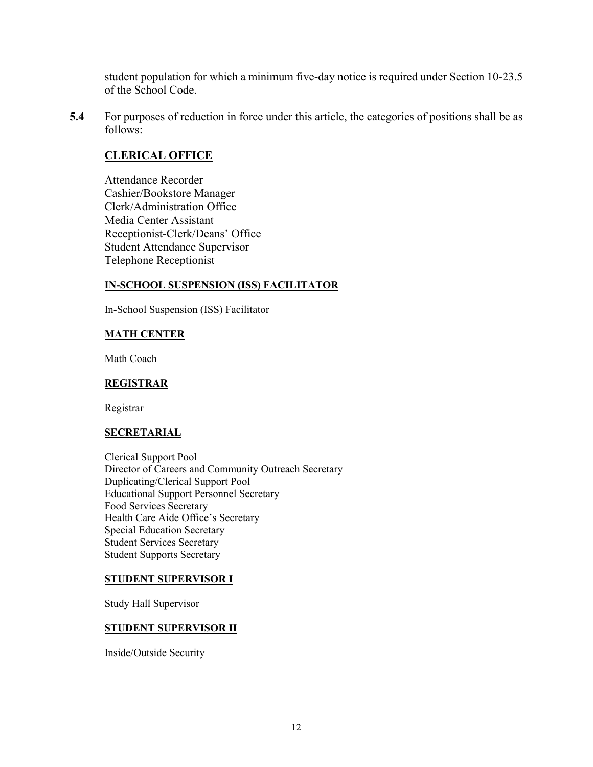student population for which a minimum five-day notice is required under Section 10-23.5 of the School Code.

**5.4** For purposes of reduction in force under this article, the categories of positions shall be as follows:

**<u>CLERICAL OFFICE</u>**

Attendance Recorder
Cashier/Bookstore Manager
Clerk/Administration Office
Media Center Assistant
Receptionist-Clerk/Deans' Office
Student Attendance Supervisor
Telephone Receptionist

**<u>IN-SCHOOL SUSPENSION (ISS) FACILITATOR</u>**

In-School Suspension (ISS) Facilitator

**<u>MATH CENTER</u>**

Math Coach

**<u>REGISTRAR</u>**

Registrar

**<u>SECRETARIAL</u>**

Clerical Support Pool
Director of Careers and Community Outreach Secretary
Duplicating/Clerical Support Pool
Educational Support Personnel Secretary
Food Services Secretary
Health Care Aide Office's Secretary
Special Education Secretary
Student Services Secretary
Student Supports Secretary

**<u>STUDENT SUPERVISOR I</u>**

Study Hall Supervisor

**<u>STUDENT SUPERVISOR II</u>**

Inside/Outside Security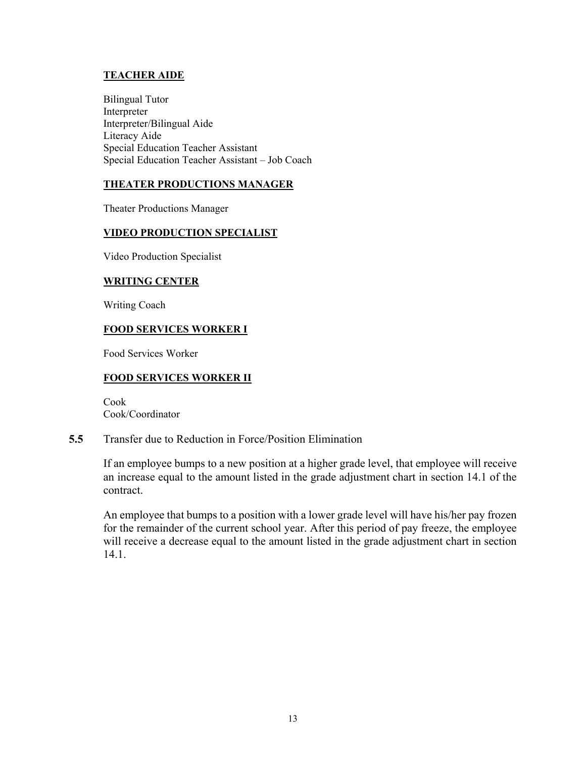**TEACHER AIDE**

Bilingual Tutor
Interpreter
Interpreter/Bilingual Aide
Literacy Aide
Special Education Teacher Assistant
Special Education Teacher Assistant – Job Coach

**THEATER PRODUCTIONS MANAGER**

Theater Productions Manager

**VIDEO PRODUCTION SPECIALIST**

Video Production Specialist

**WRITING CENTER**

Writing Coach

**FOOD SERVICES WORKER I**

Food Services Worker

**FOOD SERVICES WORKER II**

Cook
Cook/Coordinator

**5.5** Transfer due to Reduction in Force/Position Elimination

If an employee bumps to a new position at a higher grade level, that employee will receive an increase equal to the amount listed in the grade adjustment chart in section 14.1 of the contract.

An employee that bumps to a position with a lower grade level will have his/her pay frozen for the remainder of the current school year. After this period of pay freeze, the employee will receive a decrease equal to the amount listed in the grade adjustment chart in section 14.1.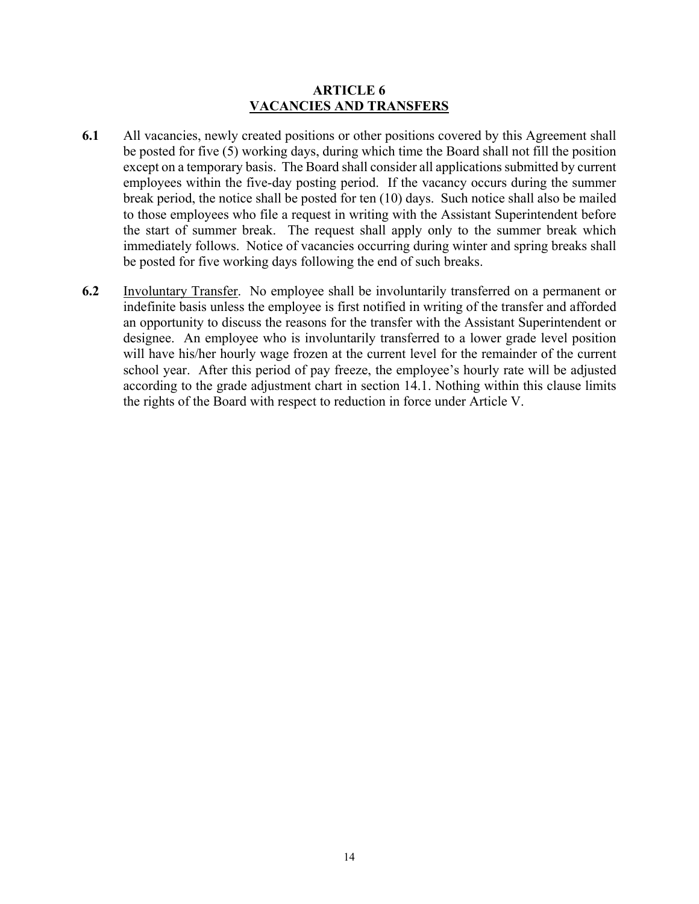# ARTICLE 6
## VACANCIES AND TRANSFERS

**6.1** All vacancies, newly created positions or other positions covered by this Agreement shall be posted for five (5) working days, during which time the Board shall not fill the position except on a temporary basis. The Board shall consider all applications submitted by current employees within the five-day posting period. If the vacancy occurs during the summer break period, the notice shall be posted for ten (10) days. Such notice shall also be mailed to those employees who file a request in writing with the Assistant Superintendent before the start of summer break. The request shall apply only to the summer break which immediately follows. Notice of vacancies occurring during winter and spring breaks shall be posted for five working days following the end of such breaks.

**6.2** Involuntary Transfer. No employee shall be involuntarily transferred on a permanent or indefinite basis unless the employee is first notified in writing of the transfer and afforded an opportunity to discuss the reasons for the transfer with the Assistant Superintendent or designee. An employee who is involuntarily transferred to a lower grade level position will have his/her hourly wage frozen at the current level for the remainder of the current school year. After this period of pay freeze, the employee's hourly rate will be adjusted according to the grade adjustment chart in section 14.1. Nothing within this clause limits the rights of the Board with respect to reduction in force under Article V.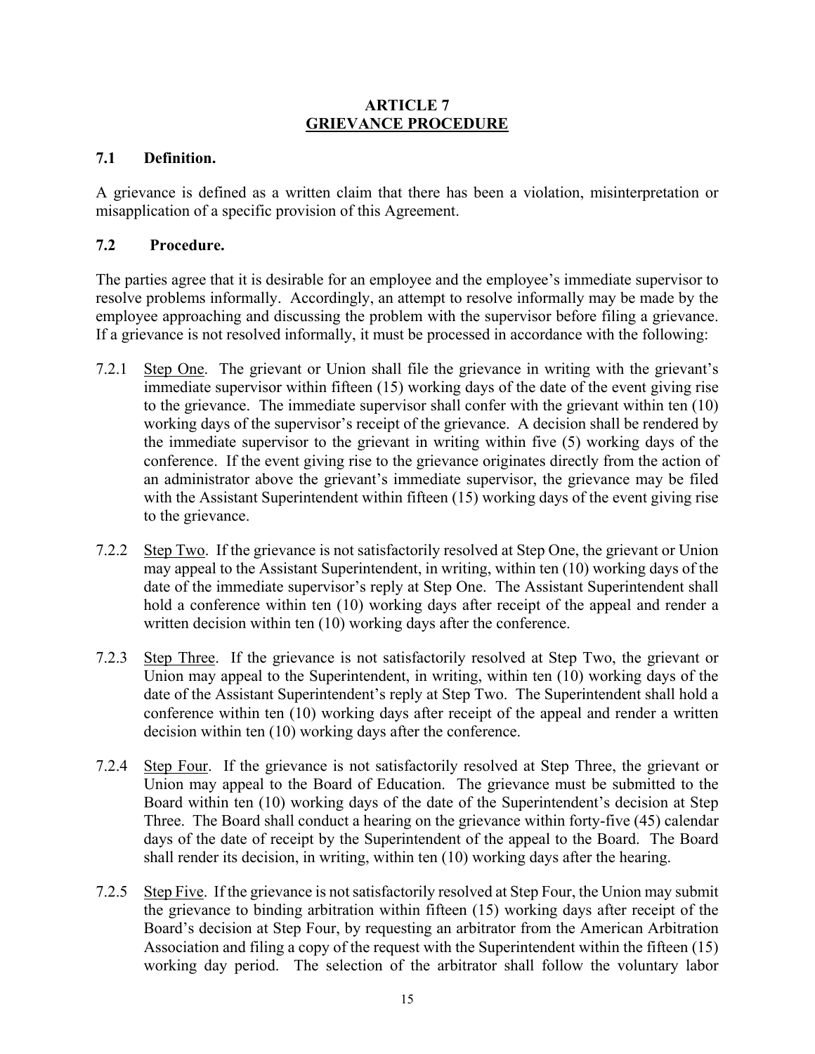# ARTICLE 7
## GRIEVANCE PROCEDURE

### 7.1 Definition.

A grievance is defined as a written claim that there has been a violation, misinterpretation or misapplication of a specific provision of this Agreement.

### 7.2 Procedure.

The parties agree that it is desirable for an employee and the employee's immediate supervisor to resolve problems informally. Accordingly, an attempt to resolve informally may be made by the employee approaching and discussing the problem with the supervisor before filing a grievance. If a grievance is not resolved informally, it must be processed in accordance with the following:

7.2.1 Step One. The grievant or Union shall file the grievance in writing with the grievant's immediate supervisor within fifteen (15) working days of the date of the event giving rise to the grievance. The immediate supervisor shall confer with the grievant within ten (10) working days of the supervisor's receipt of the grievance. A decision shall be rendered by the immediate supervisor to the grievant in writing within five (5) working days of the conference. If the event giving rise to the grievance originates directly from the action of an administrator above the grievant's immediate supervisor, the grievance may be filed with the Assistant Superintendent within fifteen (15) working days of the event giving rise to the grievance.

7.2.2 Step Two. If the grievance is not satisfactorily resolved at Step One, the grievant or Union may appeal to the Assistant Superintendent, in writing, within ten (10) working days of the date of the immediate supervisor's reply at Step One. The Assistant Superintendent shall hold a conference within ten (10) working days after receipt of the appeal and render a written decision within ten (10) working days after the conference.

7.2.3 Step Three. If the grievance is not satisfactorily resolved at Step Two, the grievant or Union may appeal to the Superintendent, in writing, within ten (10) working days of the date of the Assistant Superintendent's reply at Step Two. The Superintendent shall hold a conference within ten (10) working days after receipt of the appeal and render a written decision within ten (10) working days after the conference.

7.2.4 Step Four. If the grievance is not satisfactorily resolved at Step Three, the grievant or Union may appeal to the Board of Education. The grievance must be submitted to the Board within ten (10) working days of the date of the Superintendent's decision at Step Three. The Board shall conduct a hearing on the grievance within forty-five (45) calendar days of the date of receipt by the Superintendent of the appeal to the Board. The Board shall render its decision, in writing, within ten (10) working days after the hearing.

7.2.5 Step Five. If the grievance is not satisfactorily resolved at Step Four, the Union may submit the grievance to binding arbitration within fifteen (15) working days after receipt of the Board's decision at Step Four, by requesting an arbitrator from the American Arbitration Association and filing a copy of the request with the Superintendent within the fifteen (15) working day period. The selection of the arbitrator shall follow the voluntary labor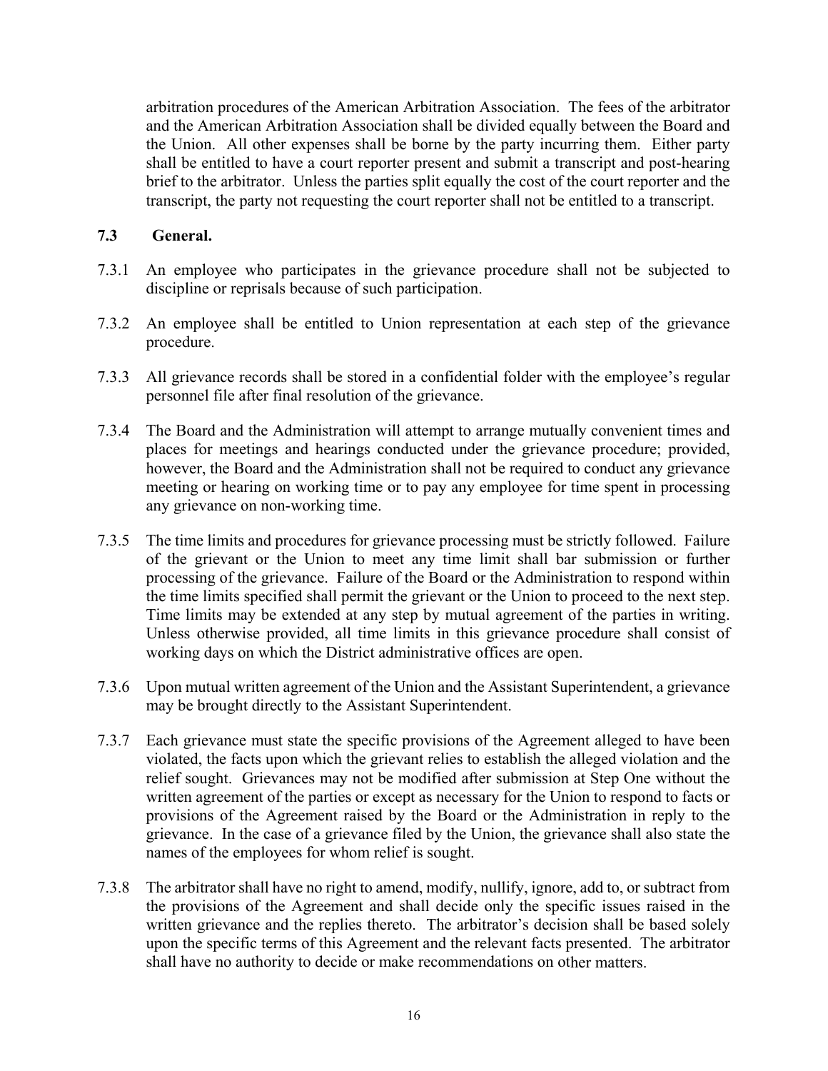arbitration procedures of the American Arbitration Association. The fees of the arbitrator and the American Arbitration Association shall be divided equally between the Board and the Union. All other expenses shall be borne by the party incurring them. Either party shall be entitled to have a court reporter present and submit a transcript and post-hearing brief to the arbitrator. Unless the parties split equally the cost of the court reporter and the transcript, the party not requesting the court reporter shall not be entitled to a transcript.

**7.3 General.**

7.3.1 An employee who participates in the grievance procedure shall not be subjected to discipline or reprisals because of such participation.

7.3.2 An employee shall be entitled to Union representation at each step of the grievance procedure.

7.3.3 All grievance records shall be stored in a confidential folder with the employee's regular personnel file after final resolution of the grievance.

7.3.4 The Board and the Administration will attempt to arrange mutually convenient times and places for meetings and hearings conducted under the grievance procedure; provided, however, the Board and the Administration shall not be required to conduct any grievance meeting or hearing on working time or to pay any employee for time spent in processing any grievance on non-working time.

7.3.5 The time limits and procedures for grievance processing must be strictly followed. Failure of the grievant or the Union to meet any time limit shall bar submission or further processing of the grievance. Failure of the Board or the Administration to respond within the time limits specified shall permit the grievant or the Union to proceed to the next step. Time limits may be extended at any step by mutual agreement of the parties in writing. Unless otherwise provided, all time limits in this grievance procedure shall consist of working days on which the District administrative offices are open.

7.3.6 Upon mutual written agreement of the Union and the Assistant Superintendent, a grievance may be brought directly to the Assistant Superintendent.

7.3.7 Each grievance must state the specific provisions of the Agreement alleged to have been violated, the facts upon which the grievant relies to establish the alleged violation and the relief sought. Grievances may not be modified after submission at Step One without the written agreement of the parties or except as necessary for the Union to respond to facts or provisions of the Agreement raised by the Board or the Administration in reply to the grievance. In the case of a grievance filed by the Union, the grievance shall also state the names of the employees for whom relief is sought.

7.3.8 The arbitrator shall have no right to amend, modify, nullify, ignore, add to, or subtract from the provisions of the Agreement and shall decide only the specific issues raised in the written grievance and the replies thereto. The arbitrator's decision shall be based solely upon the specific terms of this Agreement and the relevant facts presented. The arbitrator shall have no authority to decide or make recommendations on other matters.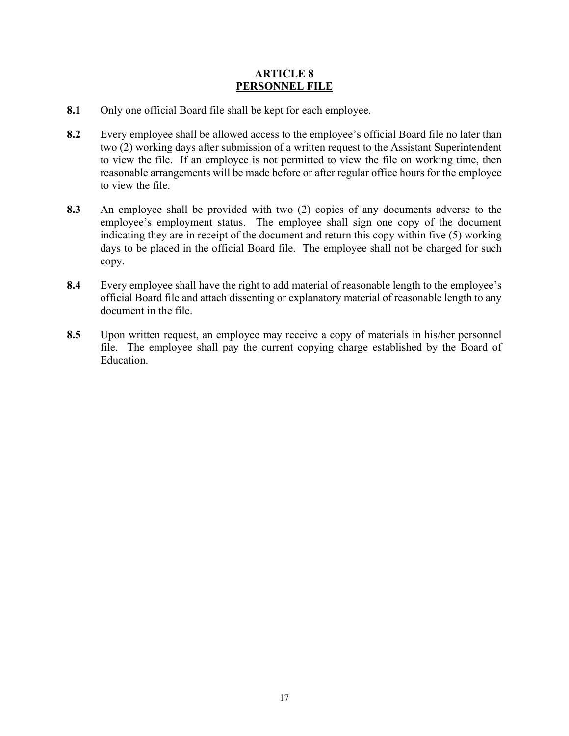# ARTICLE 8
## PERSONNEL FILE

**8.1** Only one official Board file shall be kept for each employee.

**8.2** Every employee shall be allowed access to the employee's official Board file no later than two (2) working days after submission of a written request to the Assistant Superintendent to view the file. If an employee is not permitted to view the file on working time, then reasonable arrangements will be made before or after regular office hours for the employee to view the file.

**8.3** An employee shall be provided with two (2) copies of any documents adverse to the employee's employment status. The employee shall sign one copy of the document indicating they are in receipt of the document and return this copy within five (5) working days to be placed in the official Board file. The employee shall not be charged for such copy.

**8.4** Every employee shall have the right to add material of reasonable length to the employee's official Board file and attach dissenting or explanatory material of reasonable length to any document in the file.

**8.5** Upon written request, an employee may receive a copy of materials in his/her personnel file. The employee shall pay the current copying charge established by the Board of Education.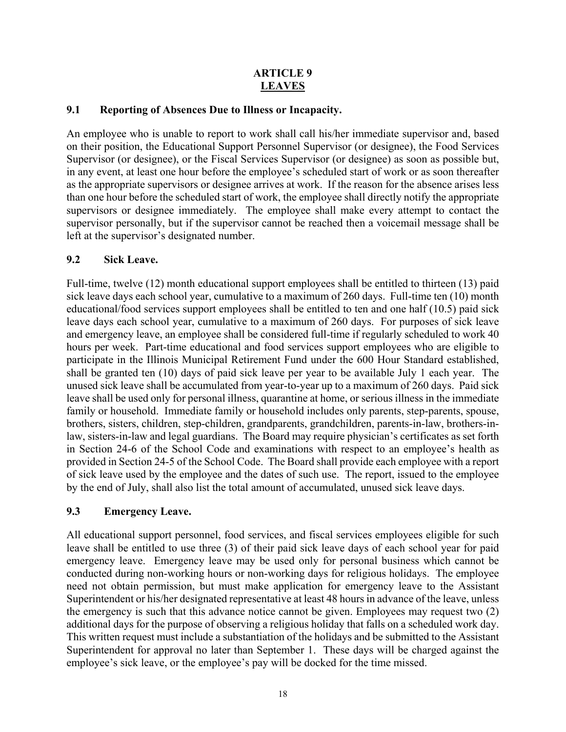# ARTICLE 9
# LEAVES

## 9.1 Reporting of Absences Due to Illness or Incapacity.

An employee who is unable to report to work shall call his/her immediate supervisor and, based on their position, the Educational Support Personnel Supervisor (or designee), the Food Services Supervisor (or designee), or the Fiscal Services Supervisor (or designee) as soon as possible but, in any event, at least one hour before the employee's scheduled start of work or as soon thereafter as the appropriate supervisors or designee arrives at work. If the reason for the absence arises less than one hour before the scheduled start of work, the employee shall directly notify the appropriate supervisors or designee immediately. The employee shall make every attempt to contact the supervisor personally, but if the supervisor cannot be reached then a voicemail message shall be left at the supervisor's designated number.

## 9.2 Sick Leave.

Full-time, twelve (12) month educational support employees shall be entitled to thirteen (13) paid sick leave days each school year, cumulative to a maximum of 260 days. Full-time ten (10) month educational/food services support employees shall be entitled to ten and one half (10.5) paid sick leave days each school year, cumulative to a maximum of 260 days. For purposes of sick leave and emergency leave, an employee shall be considered full-time if regularly scheduled to work 40 hours per week. Part-time educational and food services support employees who are eligible to participate in the Illinois Municipal Retirement Fund under the 600 Hour Standard established, shall be granted ten (10) days of paid sick leave per year to be available July 1 each year. The unused sick leave shall be accumulated from year-to-year up to a maximum of 260 days. Paid sick leave shall be used only for personal illness, quarantine at home, or serious illness in the immediate family or household. Immediate family or household includes only parents, step-parents, spouse, brothers, sisters, children, step-children, grandparents, grandchildren, parents-in-law, brothers-in-law, sisters-in-law and legal guardians. The Board may require physician's certificates as set forth in Section 24-6 of the School Code and examinations with respect to an employee's health as provided in Section 24-5 of the School Code. The Board shall provide each employee with a report of sick leave used by the employee and the dates of such use. The report, issued to the employee by the end of July, shall also list the total amount of accumulated, unused sick leave days.

## 9.3 Emergency Leave.

All educational support personnel, food services, and fiscal services employees eligible for such leave shall be entitled to use three (3) of their paid sick leave days of each school year for paid emergency leave. Emergency leave may be used only for personal business which cannot be conducted during non-working hours or non-working days for religious holidays. The employee need not obtain permission, but must make application for emergency leave to the Assistant Superintendent or his/her designated representative at least 48 hours in advance of the leave, unless the emergency is such that this advance notice cannot be given. Employees may request two (2) additional days for the purpose of observing a religious holiday that falls on a scheduled work day. This written request must include a substantiation of the holidays and be submitted to the Assistant Superintendent for approval no later than September 1. These days will be charged against the employee's sick leave, or the employee's pay will be docked for the time missed.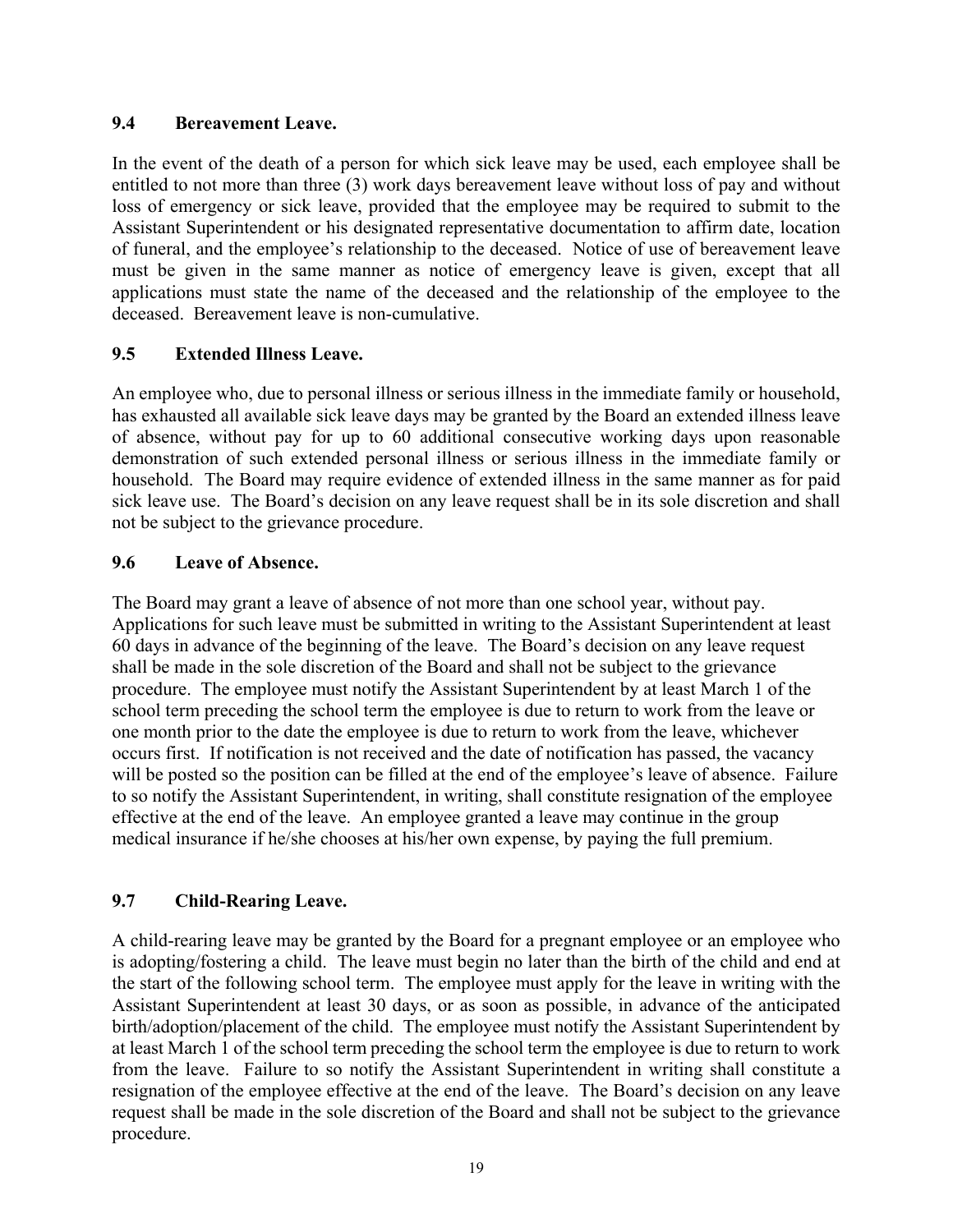### 9.4 Bereavement Leave.

In the event of the death of a person for which sick leave may be used, each employee shall be entitled to not more than three (3) work days bereavement leave without loss of pay and without loss of emergency or sick leave, provided that the employee may be required to submit to the Assistant Superintendent or his designated representative documentation to affirm date, location of funeral, and the employee's relationship to the deceased. Notice of use of bereavement leave must be given in the same manner as notice of emergency leave is given, except that all applications must state the name of the deceased and the relationship of the employee to the deceased. Bereavement leave is non-cumulative.

### 9.5 Extended Illness Leave.

An employee who, due to personal illness or serious illness in the immediate family or household, has exhausted all available sick leave days may be granted by the Board an extended illness leave of absence, without pay for up to 60 additional consecutive working days upon reasonable demonstration of such extended personal illness or serious illness in the immediate family or household. The Board may require evidence of extended illness in the same manner as for paid sick leave use. The Board's decision on any leave request shall be in its sole discretion and shall not be subject to the grievance procedure.

### 9.6 Leave of Absence.

The Board may grant a leave of absence of not more than one school year, without pay. Applications for such leave must be submitted in writing to the Assistant Superintendent at least 60 days in advance of the beginning of the leave. The Board's decision on any leave request shall be made in the sole discretion of the Board and shall not be subject to the grievance procedure. The employee must notify the Assistant Superintendent by at least March 1 of the school term preceding the school term the employee is due to return to work from the leave or one month prior to the date the employee is due to return to work from the leave, whichever occurs first. If notification is not received and the date of notification has passed, the vacancy will be posted so the position can be filled at the end of the employee's leave of absence. Failure to so notify the Assistant Superintendent, in writing, shall constitute resignation of the employee effective at the end of the leave. An employee granted a leave may continue in the group medical insurance if he/she chooses at his/her own expense, by paying the full premium.

### 9.7 Child-Rearing Leave.

A child-rearing leave may be granted by the Board for a pregnant employee or an employee who is adopting/fostering a child. The leave must begin no later than the birth of the child and end at the start of the following school term. The employee must apply for the leave in writing with the Assistant Superintendent at least 30 days, or as soon as possible, in advance of the anticipated birth/adoption/placement of the child. The employee must notify the Assistant Superintendent by at least March 1 of the school term preceding the school term the employee is due to return to work from the leave. Failure to so notify the Assistant Superintendent in writing shall constitute a resignation of the employee effective at the end of the leave. The Board's decision on any leave request shall be made in the sole discretion of the Board and shall not be subject to the grievance procedure.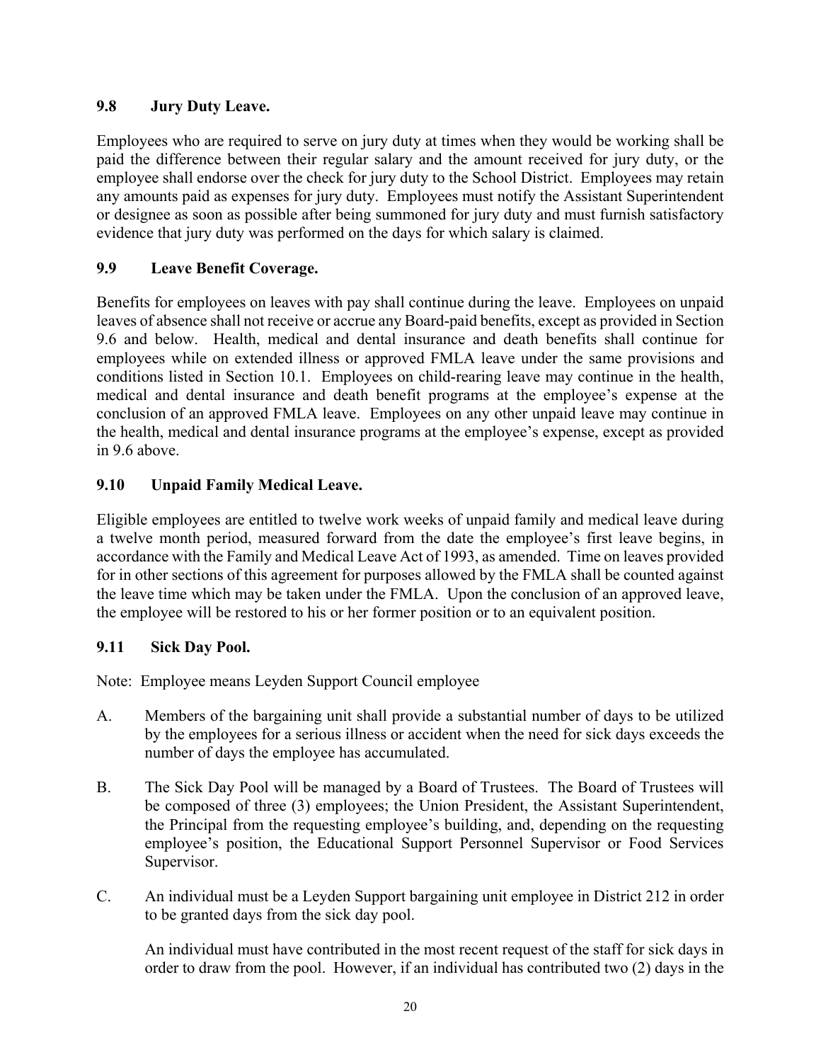### 9.8 Jury Duty Leave.

Employees who are required to serve on jury duty at times when they would be working shall be paid the difference between their regular salary and the amount received for jury duty, or the employee shall endorse over the check for jury duty to the School District. Employees may retain any amounts paid as expenses for jury duty. Employees must notify the Assistant Superintendent or designee as soon as possible after being summoned for jury duty and must furnish satisfactory evidence that jury duty was performed on the days for which salary is claimed.

### 9.9 Leave Benefit Coverage.

Benefits for employees on leaves with pay shall continue during the leave. Employees on unpaid leaves of absence shall not receive or accrue any Board-paid benefits, except as provided in Section 9.6 and below. Health, medical and dental insurance and death benefits shall continue for employees while on extended illness or approved FMLA leave under the same provisions and conditions listed in Section 10.1. Employees on child-rearing leave may continue in the health, medical and dental insurance and death benefit programs at the employee's expense at the conclusion of an approved FMLA leave. Employees on any other unpaid leave may continue in the health, medical and dental insurance programs at the employee's expense, except as provided in 9.6 above.

### 9.10 Unpaid Family Medical Leave.

Eligible employees are entitled to twelve work weeks of unpaid family and medical leave during a twelve month period, measured forward from the date the employee's first leave begins, in accordance with the Family and Medical Leave Act of 1993, as amended. Time on leaves provided for in other sections of this agreement for purposes allowed by the FMLA shall be counted against the leave time which may be taken under the FMLA. Upon the conclusion of an approved leave, the employee will be restored to his or her former position or to an equivalent position.

### 9.11 Sick Day Pool.

Note: Employee means Leyden Support Council employee

A. Members of the bargaining unit shall provide a substantial number of days to be utilized by the employees for a serious illness or accident when the need for sick days exceeds the number of days the employee has accumulated.

B. The Sick Day Pool will be managed by a Board of Trustees. The Board of Trustees will be composed of three (3) employees; the Union President, the Assistant Superintendent, the Principal from the requesting employee's building, and, depending on the requesting employee's position, the Educational Support Personnel Supervisor or Food Services Supervisor.

C. An individual must be a Leyden Support bargaining unit employee in District 212 in order to be granted days from the sick day pool.

   An individual must have contributed in the most recent request of the staff for sick days in order to draw from the pool. However, if an individual has contributed two (2) days in the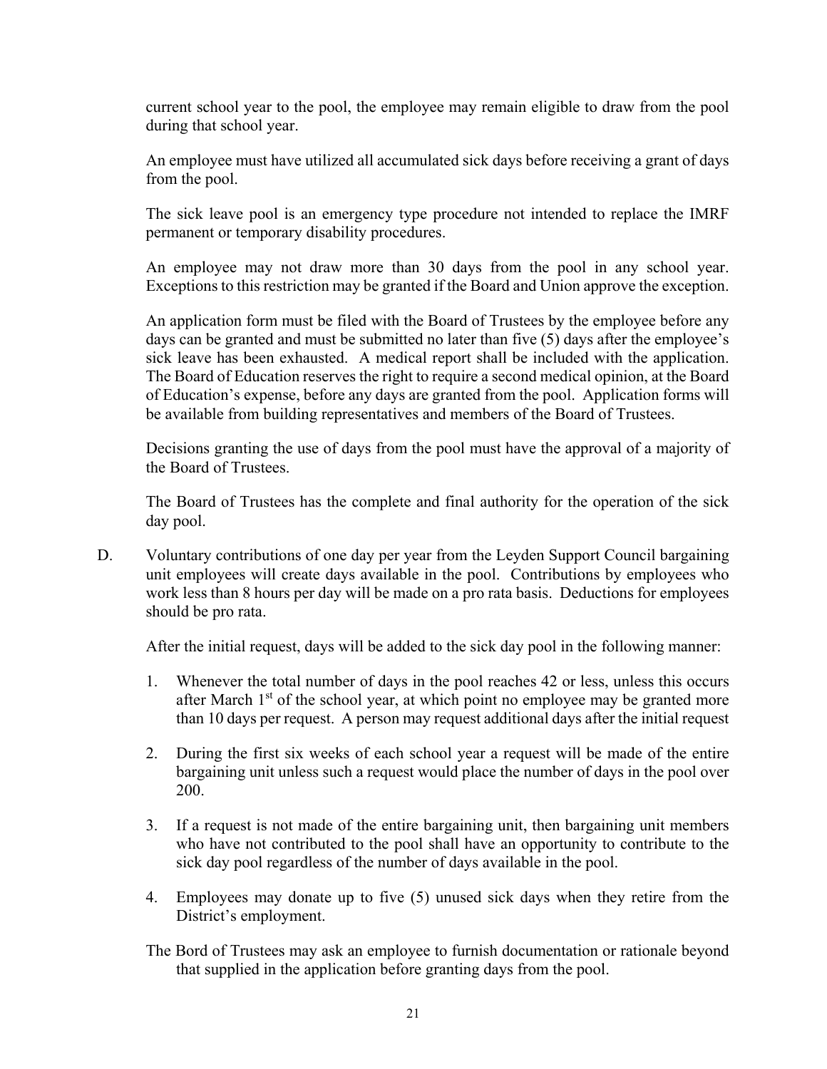current school year to the pool, the employee may remain eligible to draw from the pool during that school year.

An employee must have utilized all accumulated sick days before receiving a grant of days from the pool.

The sick leave pool is an emergency type procedure not intended to replace the IMRF permanent or temporary disability procedures.

An employee may not draw more than 30 days from the pool in any school year. Exceptions to this restriction may be granted if the Board and Union approve the exception.

An application form must be filed with the Board of Trustees by the employee before any days can be granted and must be submitted no later than five (5) days after the employee's sick leave has been exhausted. A medical report shall be included with the application. The Board of Education reserves the right to require a second medical opinion, at the Board of Education's expense, before any days are granted from the pool. Application forms will be available from building representatives and members of the Board of Trustees.

Decisions granting the use of days from the pool must have the approval of a majority of the Board of Trustees.

The Board of Trustees has the complete and final authority for the operation of the sick day pool.

D. Voluntary contributions of one day per year from the Leyden Support Council bargaining unit employees will create days available in the pool. Contributions by employees who work less than 8 hours per day will be made on a pro rata basis. Deductions for employees should be pro rata.

After the initial request, days will be added to the sick day pool in the following manner:

1. Whenever the total number of days in the pool reaches 42 or less, unless this occurs after March 1st of the school year, at which point no employee may be granted more than 10 days per request. A person may request additional days after the initial request

2. During the first six weeks of each school year a request will be made of the entire bargaining unit unless such a request would place the number of days in the pool over 200.

3. If a request is not made of the entire bargaining unit, then bargaining unit members who have not contributed to the pool shall have an opportunity to contribute to the sick day pool regardless of the number of days available in the pool.

4. Employees may donate up to five (5) unused sick days when they retire from the District's employment.

The Bord of Trustees may ask an employee to furnish documentation or rationale beyond that supplied in the application before granting days from the pool.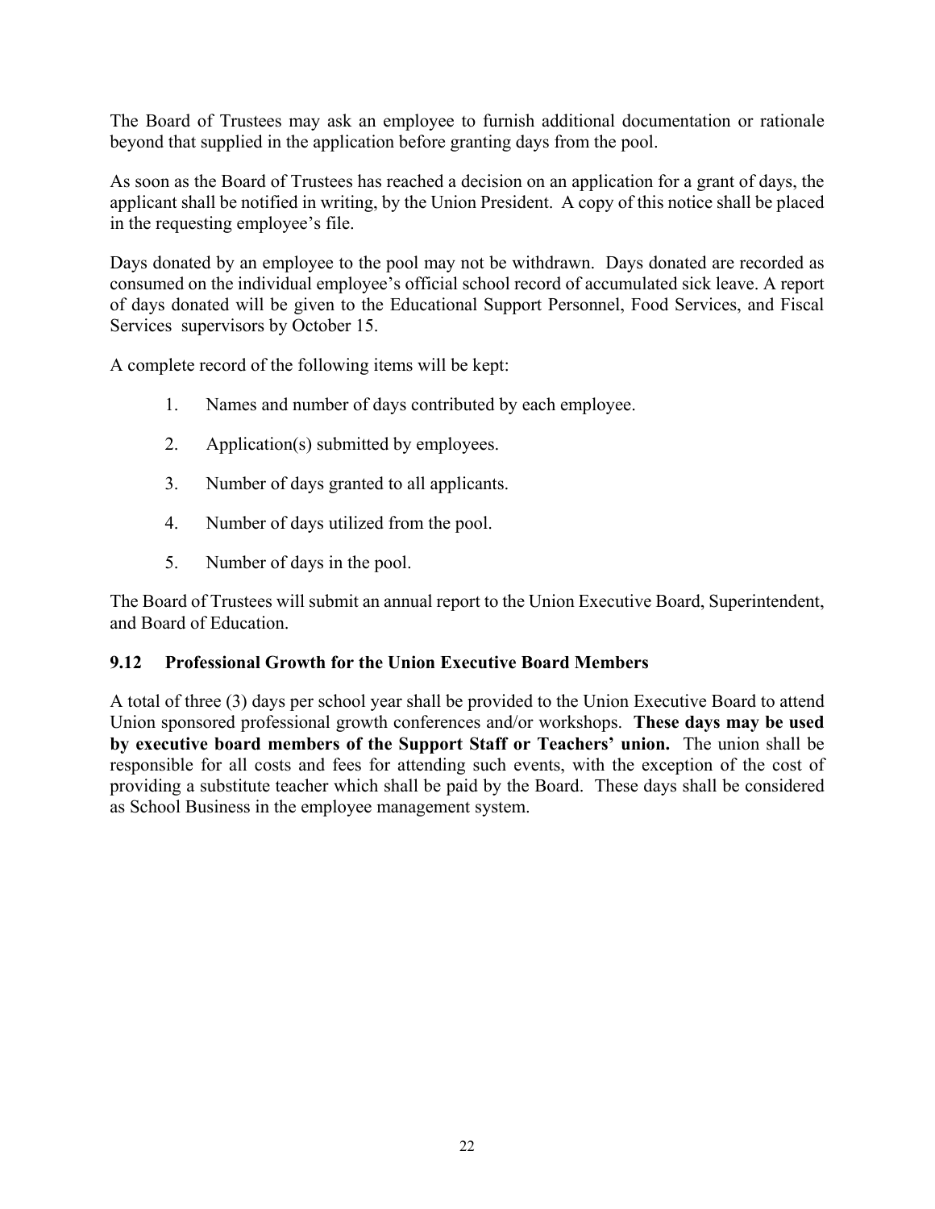The Board of Trustees may ask an employee to furnish additional documentation or rationale beyond that supplied in the application before granting days from the pool.

As soon as the Board of Trustees has reached a decision on an application for a grant of days, the applicant shall be notified in writing, by the Union President. A copy of this notice shall be placed in the requesting employee's file.

Days donated by an employee to the pool may not be withdrawn. Days donated are recorded as consumed on the individual employee's official school record of accumulated sick leave. A report of days donated will be given to the Educational Support Personnel, Food Services, and Fiscal Services supervisors by October 15.

A complete record of the following items will be kept:

1. Names and number of days contributed by each employee.
2. Application(s) submitted by employees.
3. Number of days granted to all applicants.
4. Number of days utilized from the pool.
5. Number of days in the pool.

The Board of Trustees will submit an annual report to the Union Executive Board, Superintendent, and Board of Education.

### 9.12 Professional Growth for the Union Executive Board Members

A total of three (3) days per school year shall be provided to the Union Executive Board to attend Union sponsored professional growth conferences and/or workshops. **These days may be used by executive board members of the Support Staff or Teachers' union.** The union shall be responsible for all costs and fees for attending such events, with the exception of the cost of providing a substitute teacher which shall be paid by the Board. These days shall be considered as School Business in the employee management system.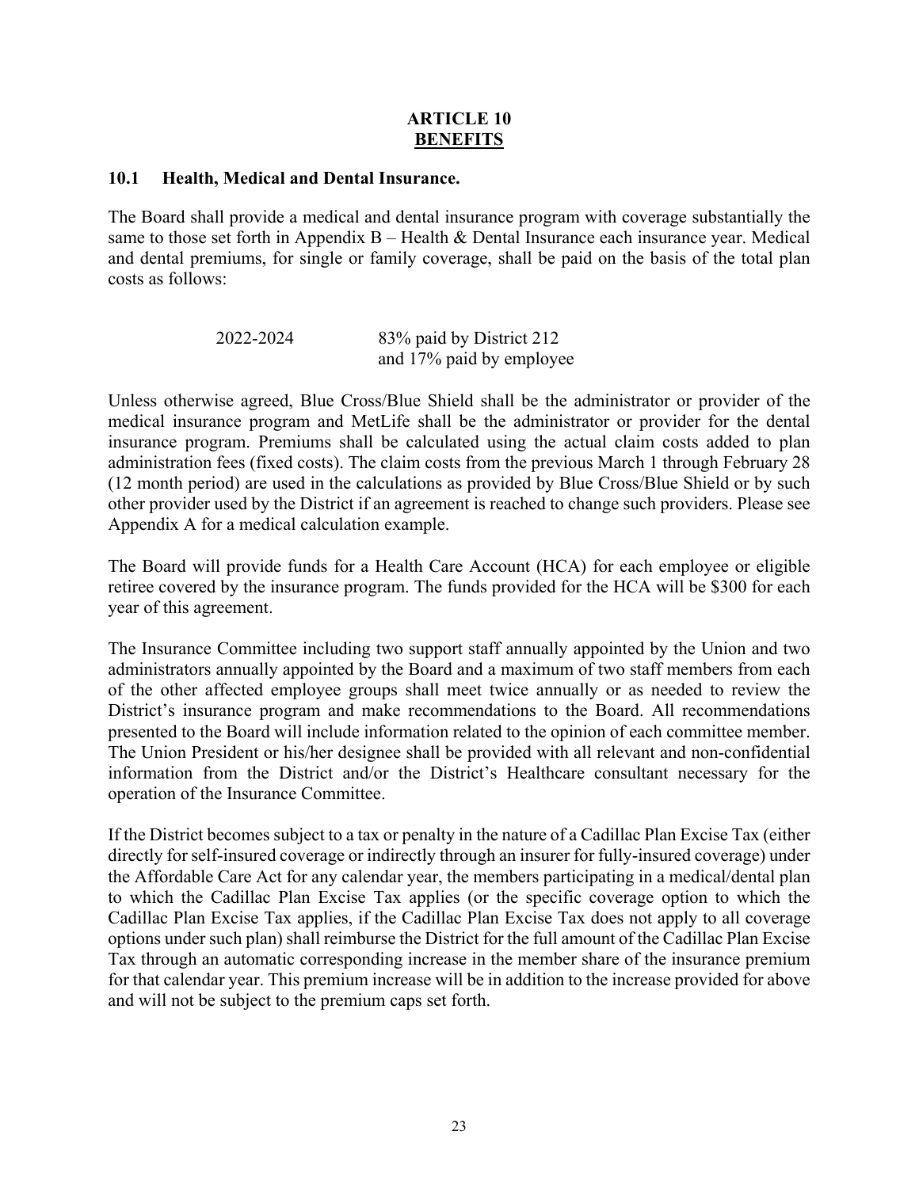# ARTICLE 10
## BENEFITS

### 10.1 Health, Medical and Dental Insurance.

The Board shall provide a medical and dental insurance program with coverage substantially the same to those set forth in Appendix B – Health & Dental Insurance each insurance year. Medical and dental premiums, for single or family coverage, shall be paid on the basis of the total plan costs as follows:

| | |
|---|---|
| 2022-2024 | 83% paid by District 212 and 17% paid by employee |

Unless otherwise agreed, Blue Cross/Blue Shield shall be the administrator or provider of the medical insurance program and MetLife shall be the administrator or provider for the dental insurance program. Premiums shall be calculated using the actual claim costs added to plan administration fees (fixed costs). The claim costs from the previous March 1 through February 28 (12 month period) are used in the calculations as provided by Blue Cross/Blue Shield or by such other provider used by the District if an agreement is reached to change such providers. Please see Appendix A for a medical calculation example.

The Board will provide funds for a Health Care Account (HCA) for each employee or eligible retiree covered by the insurance program. The funds provided for the HCA will be $300 for each year of this agreement.

The Insurance Committee including two support staff annually appointed by the Union and two administrators annually appointed by the Board and a maximum of two staff members from each of the other affected employee groups shall meet twice annually or as needed to review the District's insurance program and make recommendations to the Board. All recommendations presented to the Board will include information related to the opinion of each committee member. The Union President or his/her designee shall be provided with all relevant and non-confidential information from the District and/or the District's Healthcare consultant necessary for the operation of the Insurance Committee.

If the District becomes subject to a tax or penalty in the nature of a Cadillac Plan Excise Tax (either directly for self-insured coverage or indirectly through an insurer for fully-insured coverage) under the Affordable Care Act for any calendar year, the members participating in a medical/dental plan to which the Cadillac Plan Excise Tax applies (or the specific coverage option to which the Cadillac Plan Excise Tax applies, if the Cadillac Plan Excise Tax does not apply to all coverage options under such plan) shall reimburse the District for the full amount of the Cadillac Plan Excise Tax through an automatic corresponding increase in the member share of the insurance premium for that calendar year. This premium increase will be in addition to the increase provided for above and will not be subject to the premium caps set forth.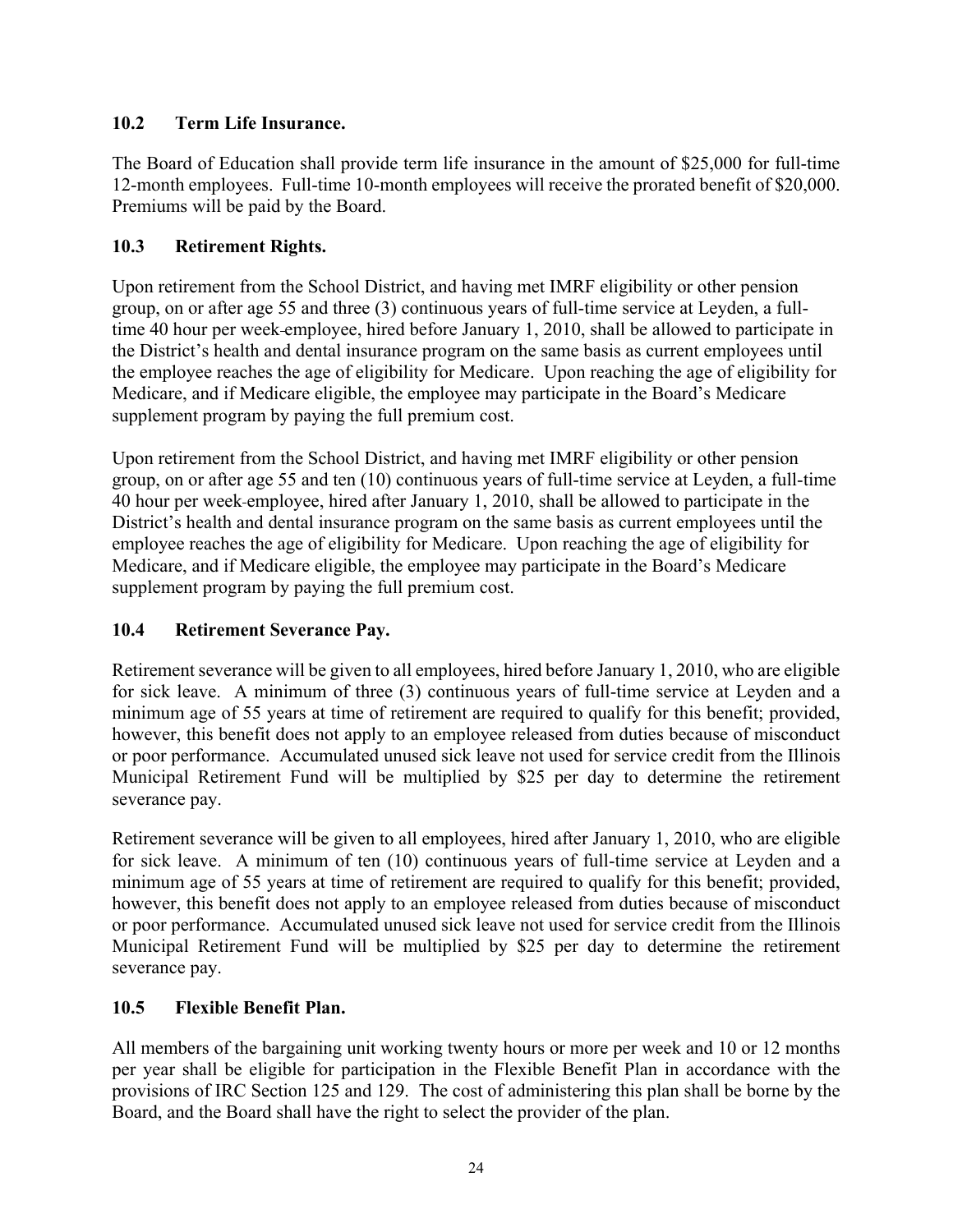### 10.2 Term Life Insurance.

The Board of Education shall provide term life insurance in the amount of $25,000 for full-time 12-month employees. Full-time 10-month employees will receive the prorated benefit of $20,000. Premiums will be paid by the Board.

### 10.3 Retirement Rights.

Upon retirement from the School District, and having met IMRF eligibility or other pension group, on or after age 55 and three (3) continuous years of full-time service at Leyden, a full-time 40 hour per week employee, hired before January 1, 2010, shall be allowed to participate in the District's health and dental insurance program on the same basis as current employees until the employee reaches the age of eligibility for Medicare. Upon reaching the age of eligibility for Medicare, and if Medicare eligible, the employee may participate in the Board's Medicare supplement program by paying the full premium cost.

Upon retirement from the School District, and having met IMRF eligibility or other pension group, on or after age 55 and ten (10) continuous years of full-time service at Leyden, a full-time 40 hour per week employee, hired after January 1, 2010, shall be allowed to participate in the District's health and dental insurance program on the same basis as current employees until the employee reaches the age of eligibility for Medicare. Upon reaching the age of eligibility for Medicare, and if Medicare eligible, the employee may participate in the Board's Medicare supplement program by paying the full premium cost.

### 10.4 Retirement Severance Pay.

Retirement severance will be given to all employees, hired before January 1, 2010, who are eligible for sick leave. A minimum of three (3) continuous years of full-time service at Leyden and a minimum age of 55 years at time of retirement are required to qualify for this benefit; provided, however, this benefit does not apply to an employee released from duties because of misconduct or poor performance. Accumulated unused sick leave not used for service credit from the Illinois Municipal Retirement Fund will be multiplied by $25 per day to determine the retirement severance pay.

Retirement severance will be given to all employees, hired after January 1, 2010, who are eligible for sick leave. A minimum of ten (10) continuous years of full-time service at Leyden and a minimum age of 55 years at time of retirement are required to qualify for this benefit; provided, however, this benefit does not apply to an employee released from duties because of misconduct or poor performance. Accumulated unused sick leave not used for service credit from the Illinois Municipal Retirement Fund will be multiplied by $25 per day to determine the retirement severance pay.

### 10.5 Flexible Benefit Plan.

All members of the bargaining unit working twenty hours or more per week and 10 or 12 months per year shall be eligible for participation in the Flexible Benefit Plan in accordance with the provisions of IRC Section 125 and 129. The cost of administering this plan shall be borne by the Board, and the Board shall have the right to select the provider of the plan.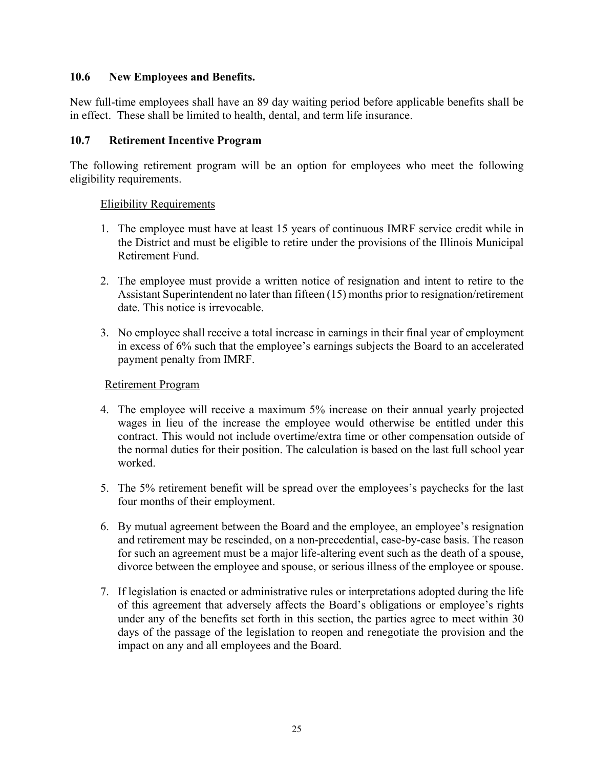### 10.6 New Employees and Benefits.

New full-time employees shall have an 89 day waiting period before applicable benefits shall be in effect. These shall be limited to health, dental, and term life insurance.

### 10.7 Retirement Incentive Program

The following retirement program will be an option for employees who meet the following eligibility requirements.

<u>Eligibility Requirements</u>

1. The employee must have at least 15 years of continuous IMRF service credit while in the District and must be eligible to retire under the provisions of the Illinois Municipal Retirement Fund.

2. The employee must provide a written notice of resignation and intent to retire to the Assistant Superintendent no later than fifteen (15) months prior to resignation/retirement date. This notice is irrevocable.

3. No employee shall receive a total increase in earnings in their final year of employment in excess of 6% such that the employee's earnings subjects the Board to an accelerated payment penalty from IMRF.

<u>Retirement Program</u>

4. The employee will receive a maximum 5% increase on their annual yearly projected wages in lieu of the increase the employee would otherwise be entitled under this contract. This would not include overtime/extra time or other compensation outside of the normal duties for their position. The calculation is based on the last full school year worked.

5. The 5% retirement benefit will be spread over the employees's paychecks for the last four months of their employment.

6. By mutual agreement between the Board and the employee, an employee's resignation and retirement may be rescinded, on a non-precedential, case-by-case basis. The reason for such an agreement must be a major life-altering event such as the death of a spouse, divorce between the employee and spouse, or serious illness of the employee or spouse.

7. If legislation is enacted or administrative rules or interpretations adopted during the life of this agreement that adversely affects the Board's obligations or employee's rights under any of the benefits set forth in this section, the parties agree to meet within 30 days of the passage of the legislation to reopen and renegotiate the provision and the impact on any and all employees and the Board.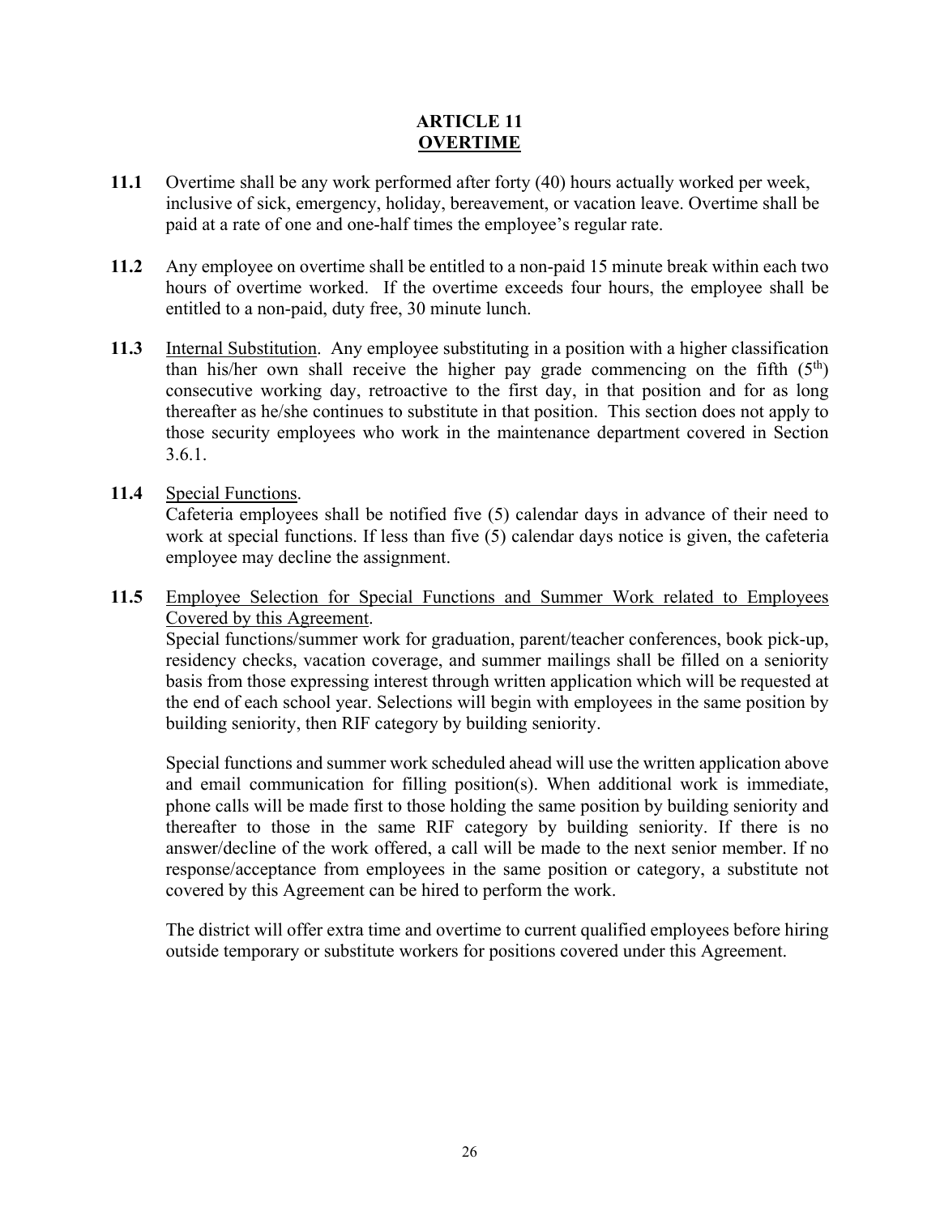# ARTICLE 11
## OVERTIME

**11.1** Overtime shall be any work performed after forty (40) hours actually worked per week, inclusive of sick, emergency, holiday, bereavement, or vacation leave. Overtime shall be paid at a rate of one and one-half times the employee's regular rate.

**11.2** Any employee on overtime shall be entitled to a non-paid 15 minute break within each two hours of overtime worked. If the overtime exceeds four hours, the employee shall be entitled to a non-paid, duty free, 30 minute lunch.

**11.3** Internal Substitution. Any employee substituting in a position with a higher classification than his/her own shall receive the higher pay grade commencing on the fifth (5th) consecutive working day, retroactive to the first day, in that position and for as long thereafter as he/she continues to substitute in that position. This section does not apply to those security employees who work in the maintenance department covered in Section 3.6.1.

**11.4** Special Functions.

Cafeteria employees shall be notified five (5) calendar days in advance of their need to work at special functions. If less than five (5) calendar days notice is given, the cafeteria employee may decline the assignment.

**11.5** Employee Selection for Special Functions and Summer Work related to Employees Covered by this Agreement.

Special functions/summer work for graduation, parent/teacher conferences, book pick-up, residency checks, vacation coverage, and summer mailings shall be filled on a seniority basis from those expressing interest through written application which will be requested at the end of each school year. Selections will begin with employees in the same position by building seniority, then RIF category by building seniority.

Special functions and summer work scheduled ahead will use the written application above and email communication for filling position(s). When additional work is immediate, phone calls will be made first to those holding the same position by building seniority and thereafter to those in the same RIF category by building seniority. If there is no answer/decline of the work offered, a call will be made to the next senior member. If no response/acceptance from employees in the same position or category, a substitute not covered by this Agreement can be hired to perform the work.

The district will offer extra time and overtime to current qualified employees before hiring outside temporary or substitute workers for positions covered under this Agreement.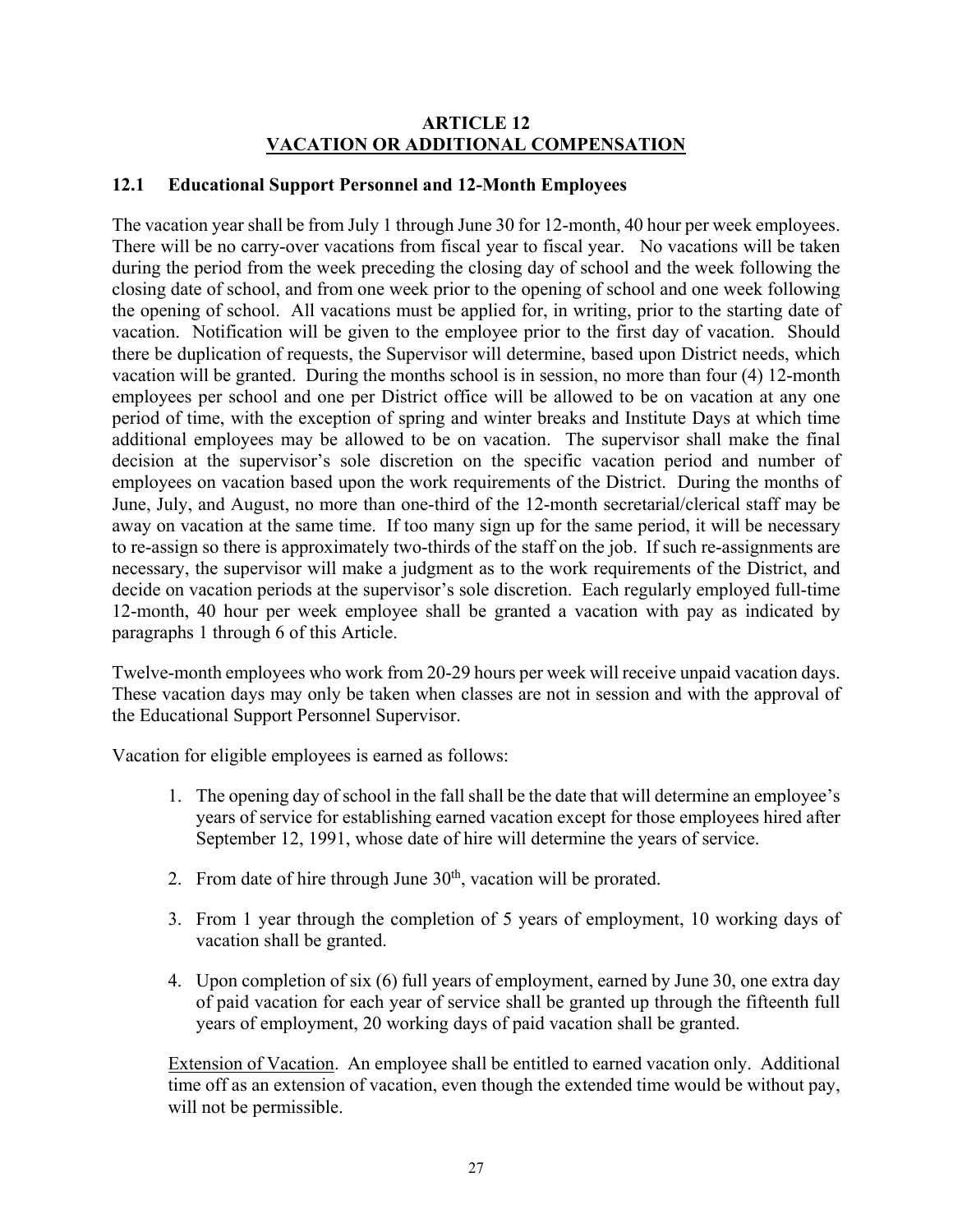# ARTICLE 12
## VACATION OR ADDITIONAL COMPENSATION

### 12.1 Educational Support Personnel and 12-Month Employees

The vacation year shall be from July 1 through June 30 for 12-month, 40 hour per week employees. There will be no carry-over vacations from fiscal year to fiscal year. No vacations will be taken during the period from the week preceding the closing day of school and the week following the closing date of school, and from one week prior to the opening of school and one week following the opening of school. All vacations must be applied for, in writing, prior to the starting date of vacation. Notification will be given to the employee prior to the first day of vacation. Should there be duplication of requests, the Supervisor will determine, based upon District needs, which vacation will be granted. During the months school is in session, no more than four (4) 12-month employees per school and one per District office will be allowed to be on vacation at any one period of time, with the exception of spring and winter breaks and Institute Days at which time additional employees may be allowed to be on vacation. The supervisor shall make the final decision at the supervisor's sole discretion on the specific vacation period and number of employees on vacation based upon the work requirements of the District. During the months of June, July, and August, no more than one-third of the 12-month secretarial/clerical staff may be away on vacation at the same time. If too many sign up for the same period, it will be necessary to re-assign so there is approximately two-thirds of the staff on the job. If such re-assignments are necessary, the supervisor will make a judgment as to the work requirements of the District, and decide on vacation periods at the supervisor's sole discretion. Each regularly employed full-time 12-month, 40 hour per week employee shall be granted a vacation with pay as indicated by paragraphs 1 through 6 of this Article.

Twelve-month employees who work from 20-29 hours per week will receive unpaid vacation days. These vacation days may only be taken when classes are not in session and with the approval of the Educational Support Personnel Supervisor.

Vacation for eligible employees is earned as follows:

1. The opening day of school in the fall shall be the date that will determine an employee's years of service for establishing earned vacation except for those employees hired after September 12, 1991, whose date of hire will determine the years of service.

2. From date of hire through June 30th, vacation will be prorated.

3. From 1 year through the completion of 5 years of employment, 10 working days of vacation shall be granted.

4. Upon completion of six (6) full years of employment, earned by June 30, one extra day of paid vacation for each year of service shall be granted up through the fifteenth full years of employment, 20 working days of paid vacation shall be granted.

<u>Extension of Vacation</u>. An employee shall be entitled to earned vacation only. Additional time off as an extension of vacation, even though the extended time would be without pay, will not be permissible.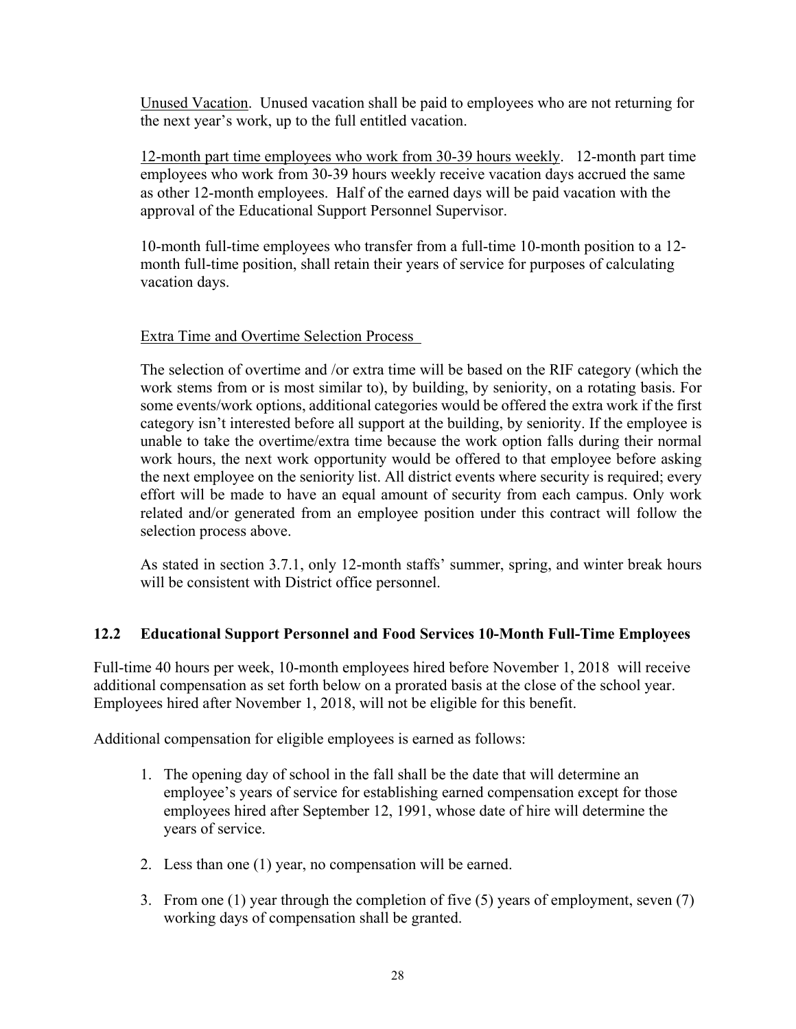Unused Vacation. Unused vacation shall be paid to employees who are not returning for the next year's work, up to the full entitled vacation.

12-month part time employees who work from 30-39 hours weekly. 12-month part time employees who work from 30-39 hours weekly receive vacation days accrued the same as other 12-month employees. Half of the earned days will be paid vacation with the approval of the Educational Support Personnel Supervisor.

10-month full-time employees who transfer from a full-time 10-month position to a 12-month full-time position, shall retain their years of service for purposes of calculating vacation days.

Extra Time and Overtime Selection Process

The selection of overtime and /or extra time will be based on the RIF category (which the work stems from or is most similar to), by building, by seniority, on a rotating basis. For some events/work options, additional categories would be offered the extra work if the first category isn't interested before all support at the building, by seniority. If the employee is unable to take the overtime/extra time because the work option falls during their normal work hours, the next work opportunity would be offered to that employee before asking the next employee on the seniority list. All district events where security is required; every effort will be made to have an equal amount of security from each campus. Only work related and/or generated from an employee position under this contract will follow the selection process above.

As stated in section 3.7.1, only 12-month staffs' summer, spring, and winter break hours will be consistent with District office personnel.

### 12.2 Educational Support Personnel and Food Services 10-Month Full-Time Employees

Full-time 40 hours per week, 10-month employees hired before November 1, 2018 will receive additional compensation as set forth below on a prorated basis at the close of the school year. Employees hired after November 1, 2018, will not be eligible for this benefit.

Additional compensation for eligible employees is earned as follows:

1. The opening day of school in the fall shall be the date that will determine an employee's years of service for establishing earned compensation except for those employees hired after September 12, 1991, whose date of hire will determine the years of service.

2. Less than one (1) year, no compensation will be earned.

3. From one (1) year through the completion of five (5) years of employment, seven (7) working days of compensation shall be granted.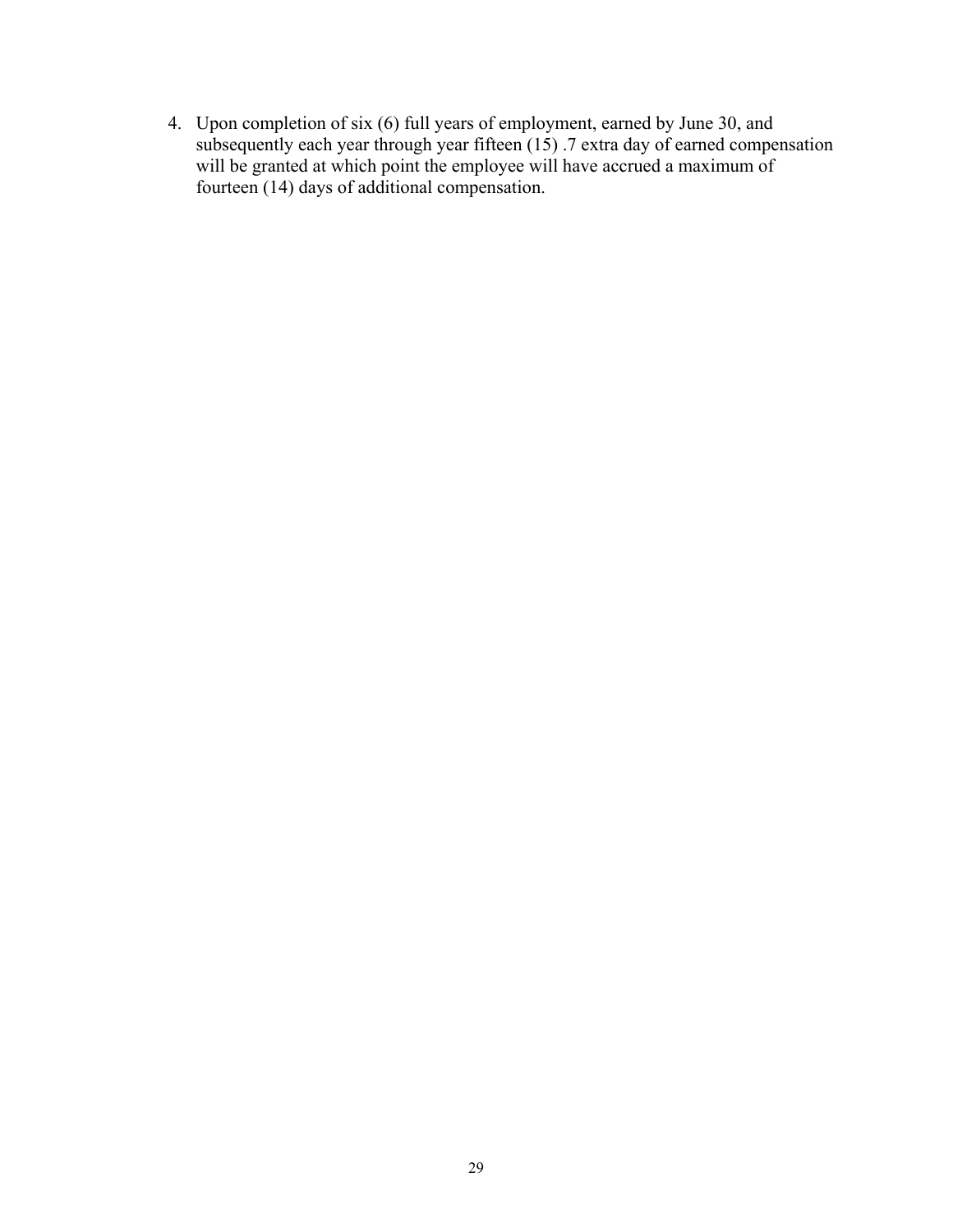4. Upon completion of six (6) full years of employment, earned by June 30, and subsequently each year through year fifteen (15) .7 extra day of earned compensation will be granted at which point the employee will have accrued a maximum of fourteen (14) days of additional compensation.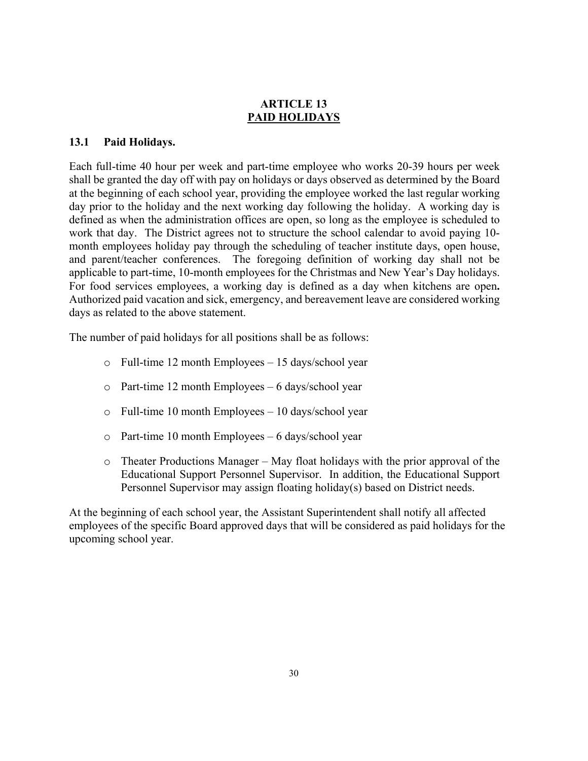## ARTICLE 13
## PAID HOLIDAYS

### 13.1 Paid Holidays.

Each full-time 40 hour per week and part-time employee who works 20-39 hours per week shall be granted the day off with pay on holidays or days observed as determined by the Board at the beginning of each school year, providing the employee worked the last regular working day prior to the holiday and the next working day following the holiday. A working day is defined as when the administration offices are open, so long as the employee is scheduled to work that day. The District agrees not to structure the school calendar to avoid paying 10-month employees holiday pay through the scheduling of teacher institute days, open house, and parent/teacher conferences. The foregoing definition of working day shall not be applicable to part-time, 10-month employees for the Christmas and New Year's Day holidays. For food services employees, a working day is defined as a day when kitchens are open**.** Authorized paid vacation and sick, emergency, and bereavement leave are considered working days as related to the above statement.

The number of paid holidays for all positions shall be as follows:

- Full-time 12 month Employees – 15 days/school year
- Part-time 12 month Employees – 6 days/school year
- Full-time 10 month Employees – 10 days/school year
- Part-time 10 month Employees – 6 days/school year
- Theater Productions Manager – May float holidays with the prior approval of the Educational Support Personnel Supervisor. In addition, the Educational Support Personnel Supervisor may assign floating holiday(s) based on District needs.

At the beginning of each school year, the Assistant Superintendent shall notify all affected employees of the specific Board approved days that will be considered as paid holidays for the upcoming school year.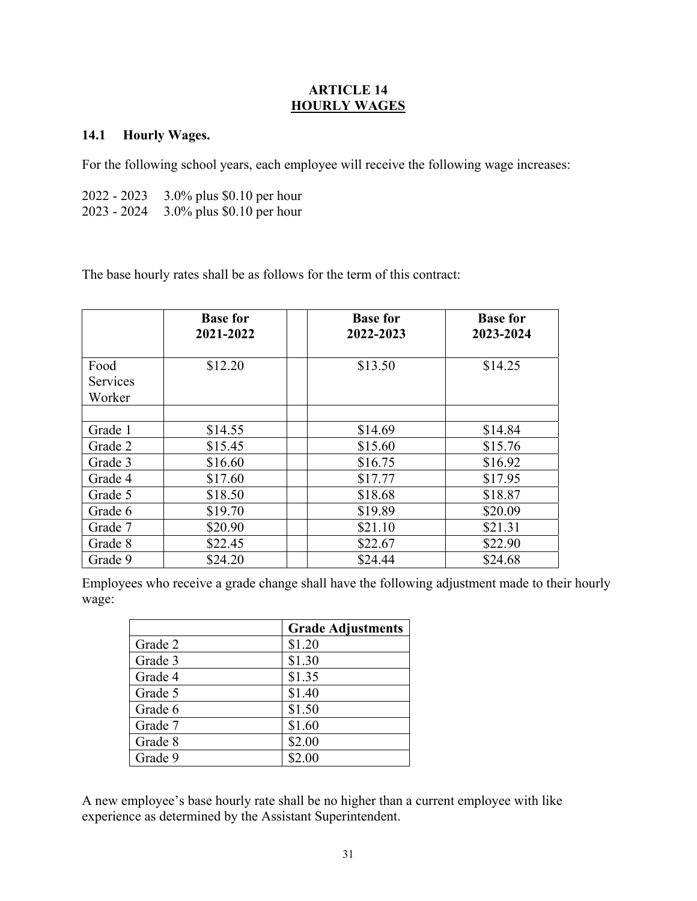# ARTICLE 14
## HOURLY WAGES

### 14.1 Hourly Wages.

For the following school years, each employee will receive the following wage increases:

2022 - 2023 3.0% plus $0.10 per hour
2023 - 2024 3.0% plus $0.10 per hour

The base hourly rates shall be as follows for the term of this contract:

| | Base for 2021-2022 | | Base for 2022-2023 | Base for 2023-2024 |
|---|---|---|---|---|
| Food Services Worker | $12.20 | | $13.50 | $14.25 |
| | | | | |
| Grade 1 | $14.55 | | $14.69 | $14.84 |
| Grade 2 | $15.45 | | $15.60 | $15.76 |
| Grade 3 | $16.60 | | $16.75 | $16.92 |
| Grade 4 | $17.60 | | $17.77 | $17.95 |
| Grade 5 | $18.50 | | $18.68 | $18.87 |
| Grade 6 | $19.70 | | $19.89 | $20.09 |
| Grade 7 | $20.90 | | $21.10 | $21.31 |
| Grade 8 | $22.45 | | $22.67 | $22.90 |
| Grade 9 | $24.20 | | $24.44 | $24.68 |

Employees who receive a grade change shall have the following adjustment made to their hourly wage:

| | Grade Adjustments |
|---|---|
| Grade 2 | $1.20 |
| Grade 3 | $1.30 |
| Grade 4 | $1.35 |
| Grade 5 | $1.40 |
| Grade 6 | $1.50 |
| Grade 7 | $1.60 |
| Grade 8 | $2.00 |
| Grade 9 | $2.00 |

A new employee's base hourly rate shall be no higher than a current employee with like experience as determined by the Assistant Superintendent.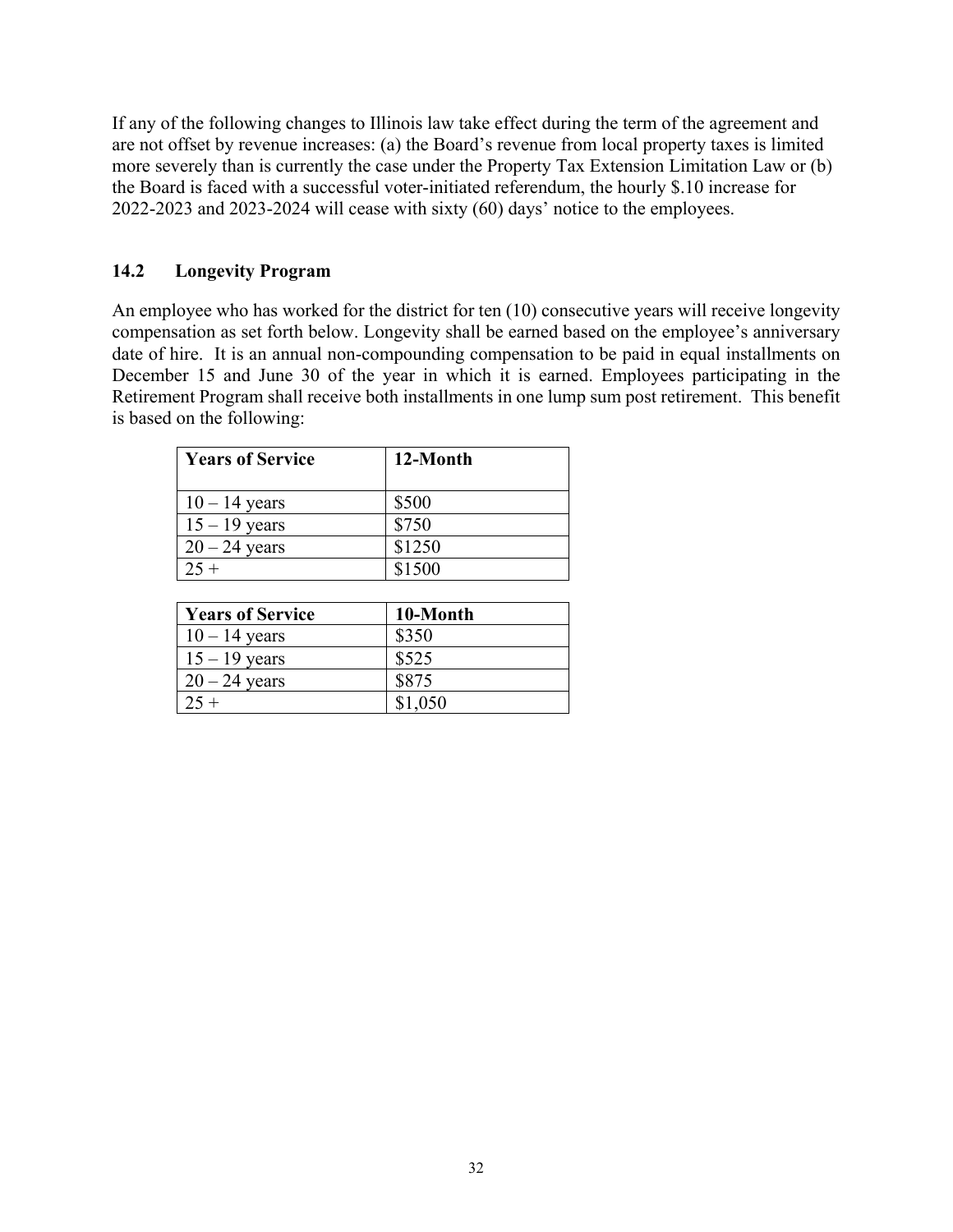If any of the following changes to Illinois law take effect during the term of the agreement and are not offset by revenue increases: (a) the Board's revenue from local property taxes is limited more severely than is currently the case under the Property Tax Extension Limitation Law or (b) the Board is faced with a successful voter-initiated referendum, the hourly $.10 increase for 2022-2023 and 2023-2024 will cease with sixty (60) days' notice to the employees.

### 14.2 Longevity Program

An employee who has worked for the district for ten (10) consecutive years will receive longevity compensation as set forth below. Longevity shall be earned based on the employee's anniversary date of hire. It is an annual non-compounding compensation to be paid in equal installments on December 15 and June 30 of the year in which it is earned. Employees participating in the Retirement Program shall receive both installments in one lump sum post retirement. This benefit is based on the following:

| Years of Service | 12-Month |
|---|---|
| 10 – 14 years | $500 |
| 15 – 19 years | $750 |
| 20 – 24 years | $1250 |
| 25 + | $1500 |

| Years of Service | 10-Month |
|---|---|
| 10 – 14 years | $350 |
| 15 – 19 years | $525 |
| 20 – 24 years | $875 |
| 25 + | $1,050 |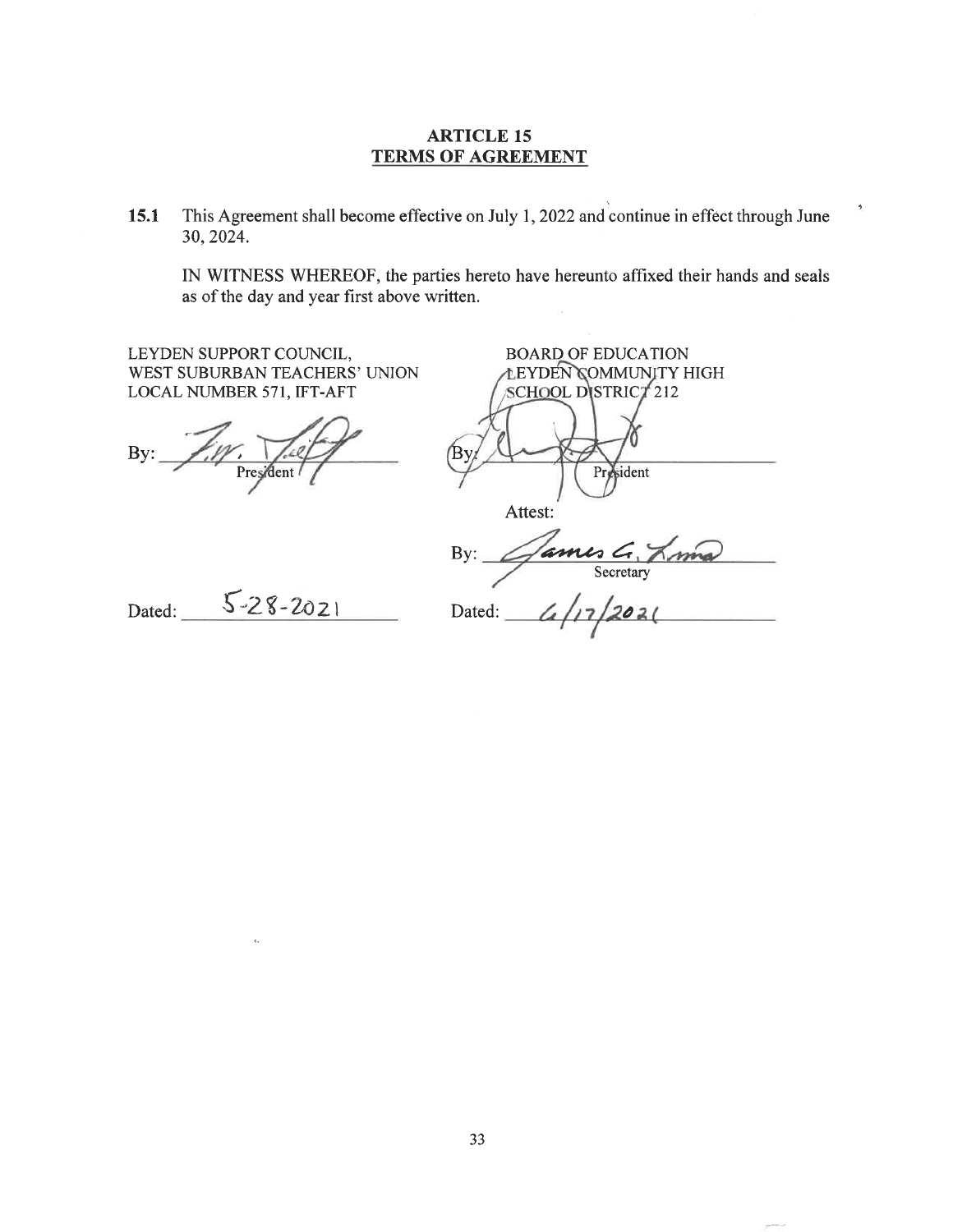# ARTICLE 15
## TERMS OF AGREEMENT

**15.1** This Agreement shall become effective on July 1, 2022 and continue in effect through June 30, 2024.

IN WITNESS WHEREOF, the parties hereto have hereunto affixed their hands and seals as of the day and year first above written.

LEYDEN SUPPORT COUNCIL,
WEST SUBURBAN TEACHERS' UNION
LOCAL NUMBER 571, IFT-AFT

By: ______________________
President

Dated: 5-28-2021

BOARD OF EDUCATION
LEYDEN COMMUNITY HIGH
SCHOOL DISTRICT 212

By: ______________________
President

Attest:

By: James G. Lima
Secretary

Dated: 6/17/2021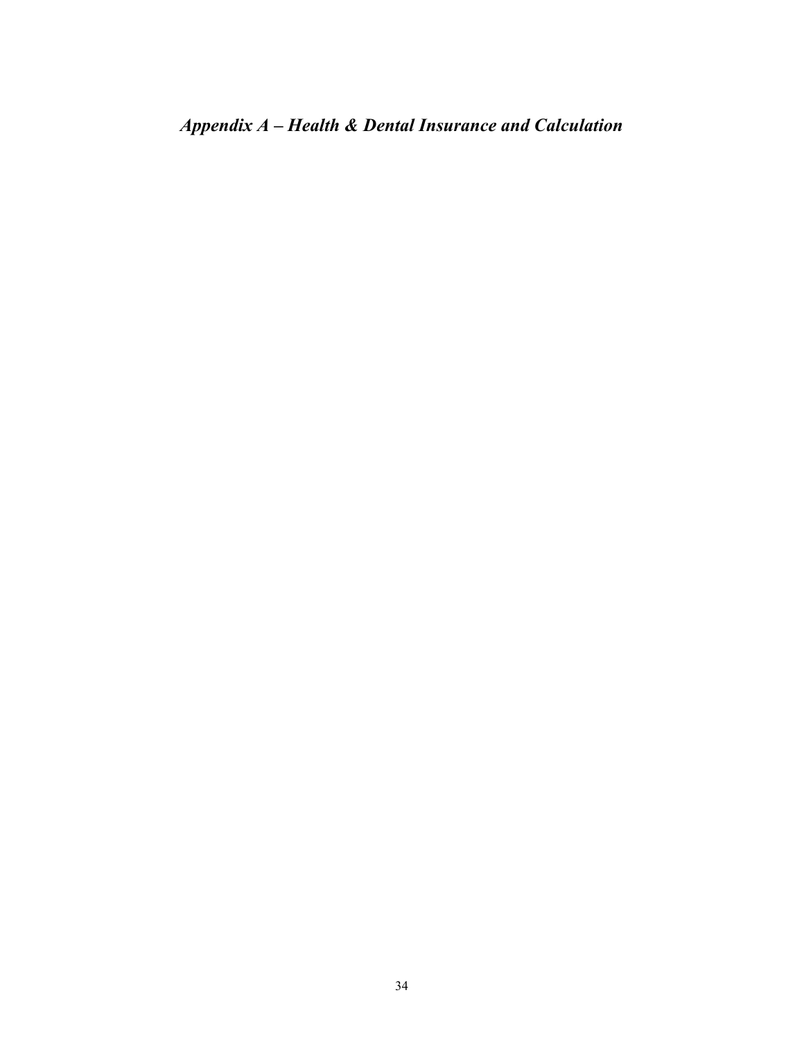# *Appendix A – Health & Dental Insurance and Calculation*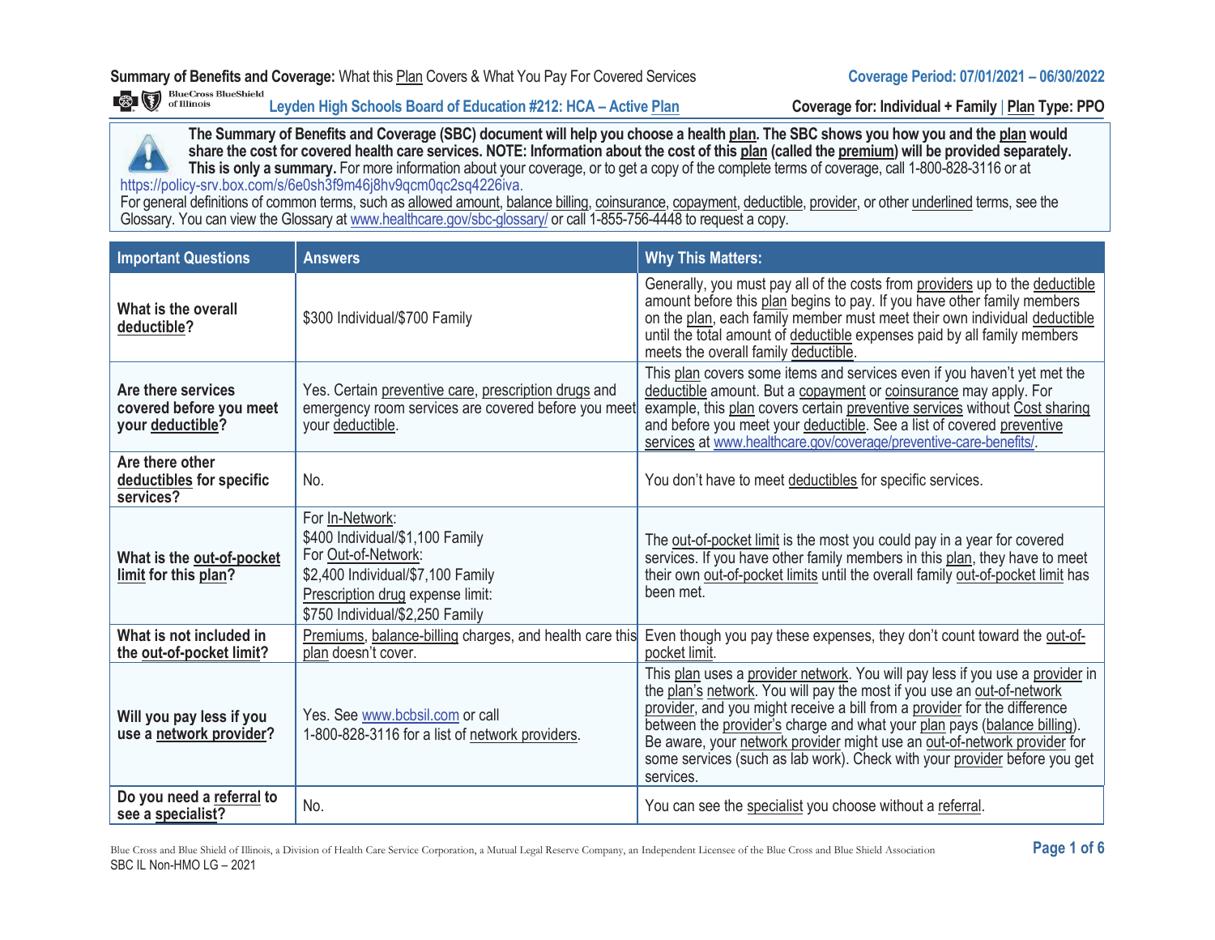**Summary of Benefits and Coverage:** What this Plan Covers & What You Pay For Covered Services **Coverage Period: 07/01/2021 – 06/30/2022**

BlueCross BlueShield of Illinois **Leyden High Schools Board of Education #212: HCA – Active Plan** **Coverage for: Individual + Family | Plan Type: PPO**

**The Summary of Benefits and Coverage (SBC) document will help you choose a health plan. The SBC shows you how you and the plan would share the cost for covered health care services. NOTE: Information about the cost of this plan (called the premium) will be provided separately. This is only a summary.** For more information about your coverage, or to get a copy of the complete terms of coverage, call 1-800-828-3116 or at https://policy-srv.box.com/s/6e0sh3f9m46j8hv9qcm0qc2sq4226iva.
For general definitions of common terms, such as allowed amount, balance billing, coinsurance, copayment, deductible, provider, or other underlined terms, see the Glossary. You can view the Glossary at www.healthcare.gov/sbc-glossary/ or call 1-855-756-4448 to request a copy.

| Important Questions | Answers | Why This Matters: |
|---|---|---|
| **What is the overall deductible?** | $300 Individual/$700 Family | Generally, you must pay all of the costs from providers up to the deductible amount before this plan begins to pay. If you have other family members on the plan, each family member must meet their own individual deductible until the total amount of deductible expenses paid by all family members meets the overall family deductible. |
| **Are there services covered before you meet your deductible?** | Yes. Certain preventive care, prescription drugs and emergency room services are covered before you meet your deductible. | This plan covers some items and services even if you haven't yet met the deductible amount. But a copayment or coinsurance may apply. For example, this plan covers certain preventive services without Cost sharing and before you meet your deductible. See a list of covered preventive services at www.healthcare.gov/coverage/preventive-care-benefits/. |
| **Are there other deductibles for specific services?** | No. | You don't have to meet deductibles for specific services. |
| **What is the out-of-pocket limit for this plan?** | For In-Network:<br>$400 Individual/$1,100 Family<br>For Out-of-Network:<br>$2,400 Individual/$7,100 Family<br>Prescription drug expense limit:<br>$750 Individual/$2,250 Family | The out-of-pocket limit is the most you could pay in a year for covered services. If you have other family members in this plan, they have to meet their own out-of-pocket limits until the overall family out-of-pocket limit has been met. |
| **What is not included in the out-of-pocket limit?** | Premiums, balance-billing charges, and health care this plan doesn't cover. | Even though you pay these expenses, they don't count toward the out-of-pocket limit. |
| **Will you pay less if you use a network provider?** | Yes. See www.bcbsil.com or call 1-800-828-3116 for a list of network providers. | This plan uses a provider network. You will pay less if you use a provider in the plan's network. You will pay the most if you use an out-of-network provider, and you might receive a bill from a provider for the difference between the provider's charge and what your plan pays (balance billing). Be aware, your network provider might use an out-of-network provider for some services (such as lab work). Check with your provider before you get services. |
| **Do you need a referral to see a specialist?** | No. | You can see the specialist you choose without a referral. |

Blue Cross and Blue Shield of Illinois, a Division of Health Care Service Corporation, a Mutual Legal Reserve Company, an Independent Licensee of the Blue Cross and Blue Shield Association
SBC IL Non-HMO LG – 2021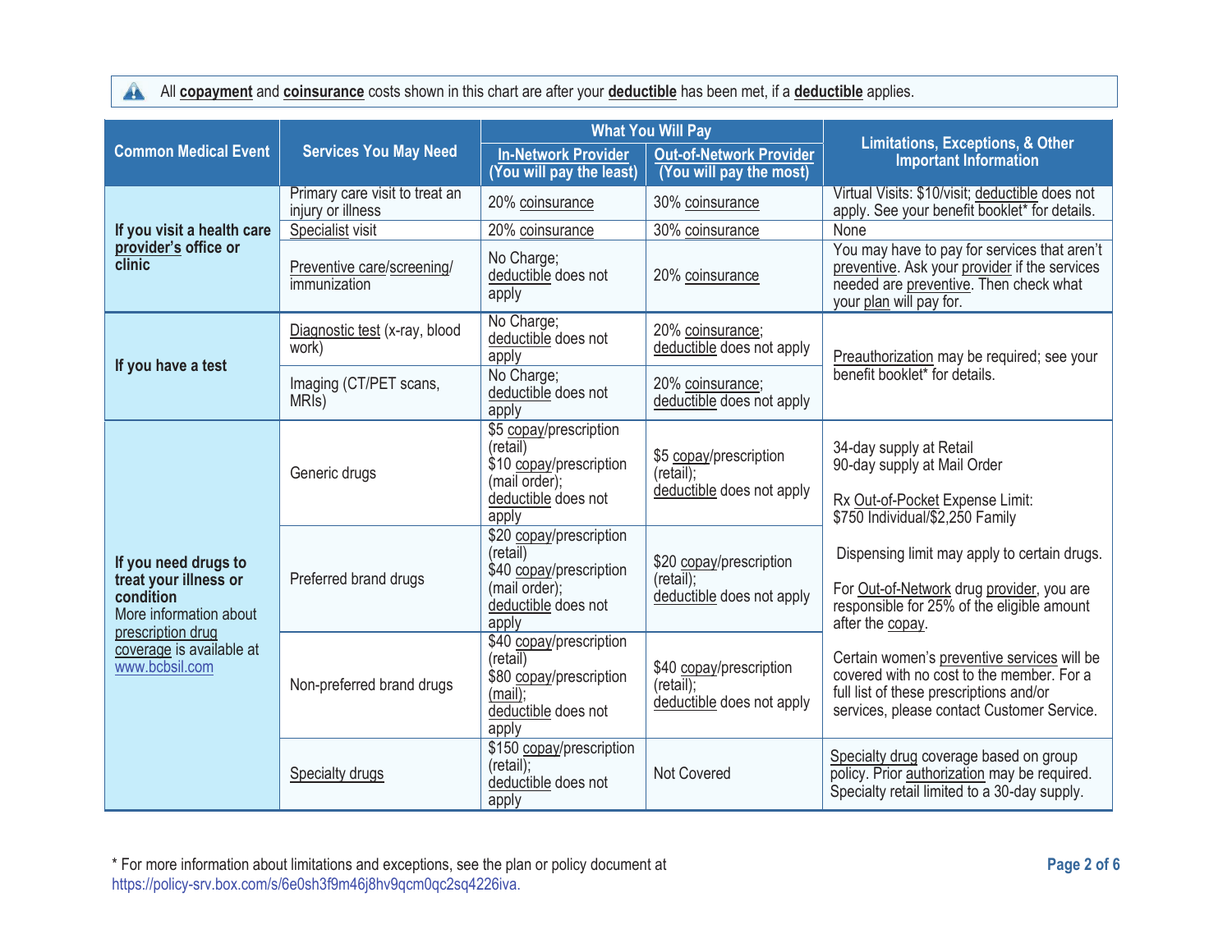All **copayment** and **coinsurance** costs shown in this chart are after your **deductible** has been met, if a **deductible** applies.

| Common Medical Event | Services You May Need | What You Will Pay | | Limitations, Exceptions, & Other Important Information |
|---|---|---|---|---|
| | | In-Network Provider (You will pay the least) | Out-of-Network Provider (You will pay the most) | |
| If you visit a health care provider's office or clinic | Primary care visit to treat an injury or illness | 20% coinsurance | 30% coinsurance | Virtual Visits: $10/visit; deductible does not apply. See your benefit booklet* for details. |
| | Specialist visit | 20% coinsurance | 30% coinsurance | None |
| | Preventive care/screening/ immunization | No Charge; deductible does not apply | 20% coinsurance | You may have to pay for services that aren't preventive. Ask your provider if the services needed are preventive. Then check what your plan will pay for. |
| If you have a test | Diagnostic test (x-ray, blood work) | No Charge; deductible does not apply | 20% coinsurance; deductible does not apply | Preauthorization may be required; see your benefit booklet* for details. |
| | Imaging (CT/PET scans, MRIs) | No Charge; deductible does not apply | 20% coinsurance; deductible does not apply | |
| If you need drugs to treat your illness or condition<br>More information about prescription drug coverage is available at www.bcbsil.com | Generic drugs | $5 copay/prescription (retail)<br>$10 copay/prescription (mail order);<br>deductible does not apply | $5 copay/prescription (retail);<br>deductible does not apply | 34-day supply at Retail<br>90-day supply at Mail Order<br><br>Rx Out-of-Pocket Expense Limit:<br>$750 Individual/$2,250 Family<br><br>Dispensing limit may apply to certain drugs.<br><br>For Out-of-Network drug provider, you are responsible for 25% of the eligible amount after the copay.<br><br>Certain women's preventive services will be covered with no cost to the member. For a full list of these prescriptions and/or services, please contact Customer Service. |
| | Preferred brand drugs | $20 copay/prescription (retail)<br>$40 copay/prescription (mail order);<br>deductible does not apply | $20 copay/prescription (retail);<br>deductible does not apply | |
| | Non-preferred brand drugs | $40 copay/prescription (retail)<br>$80 copay/prescription (mail);<br>deductible does not apply | $40 copay/prescription (retail);<br>deductible does not apply | |
| | Specialty drugs | $150 copay/prescription (retail);<br>deductible does not apply | Not Covered | Specialty drug coverage based on group policy. Prior authorization may be required. Specialty retail limited to a 30-day supply. |

* For more information about limitations and exceptions, see the plan or policy document at https://policy-srv.box.com/s/6e0sh3f9m46j8hv9qcm0qc2sq4226iva.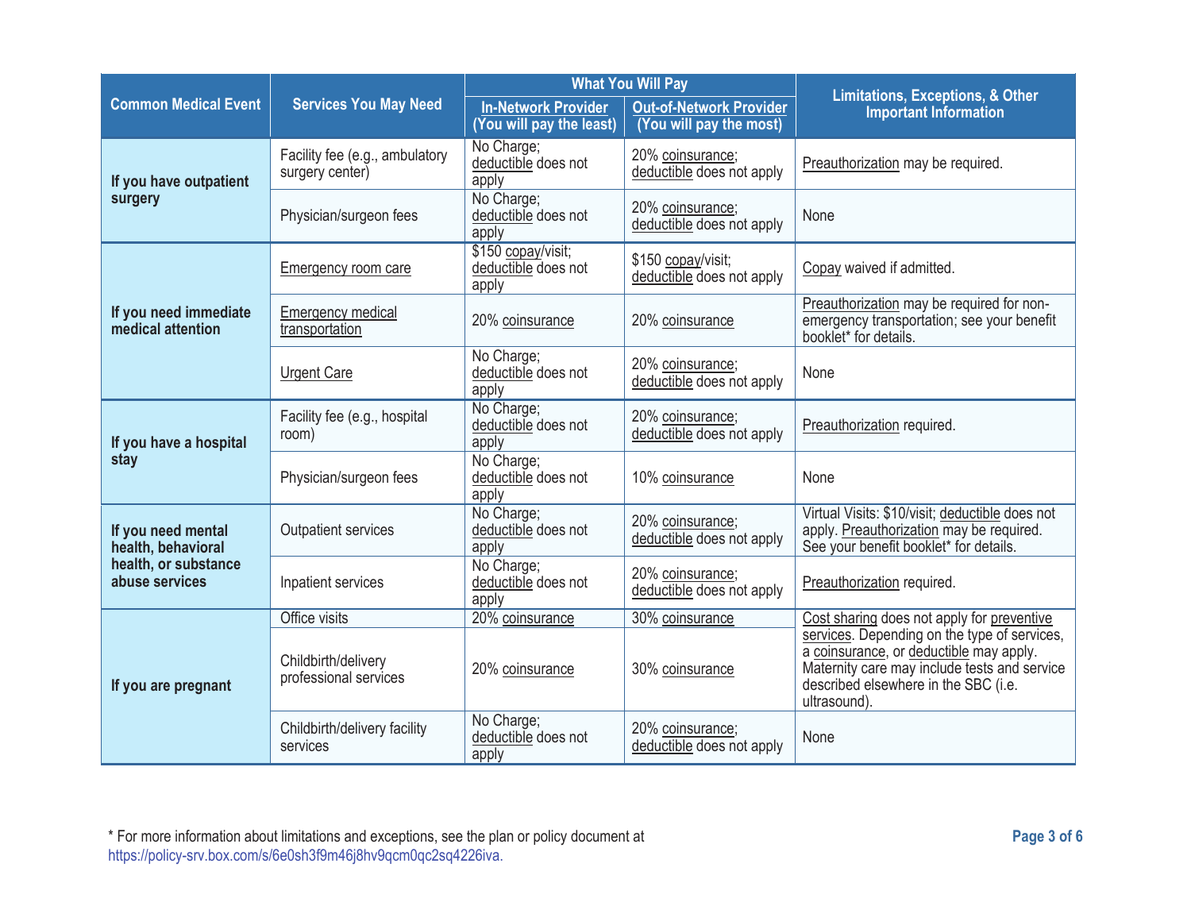| Common Medical Event | Services You May Need | What You Will Pay | | Limitations, Exceptions, & Other Important Information |
|---|---|---|---|---|
| | | In-Network Provider (You will pay the least) | Out-of-Network Provider (You will pay the most) | |
| If you have outpatient surgery | Facility fee (e.g., ambulatory surgery center) | No Charge; deductible does not apply | 20% coinsurance; deductible does not apply | Preauthorization may be required. |
| | Physician/surgeon fees | No Charge; deductible does not apply | 20% coinsurance; deductible does not apply | None |
| If you need immediate medical attention | Emergency room care | $150 copay/visit; deductible does not apply | $150 copay/visit; deductible does not apply | Copay waived if admitted. |
| | Emergency medical transportation | 20% coinsurance | 20% coinsurance | Preauthorization may be required for non-emergency transportation; see your benefit booklet* for details. |
| | Urgent Care | No Charge; deductible does not apply | 20% coinsurance; deductible does not apply | None |
| If you have a hospital stay | Facility fee (e.g., hospital room) | No Charge; deductible does not apply | 20% coinsurance; deductible does not apply | Preauthorization required. |
| | Physician/surgeon fees | No Charge; deductible does not apply | 10% coinsurance | None |
| If you need mental health, behavioral health, or substance abuse services | Outpatient services | No Charge; deductible does not apply | 20% coinsurance; deductible does not apply | Virtual Visits: $10/visit; deductible does not apply. Preauthorization may be required. See your benefit booklet* for details. |
| | Inpatient services | No Charge; deductible does not apply | 20% coinsurance; deductible does not apply | Preauthorization required. |
| If you are pregnant | Office visits | 20% coinsurance | 30% coinsurance | Cost sharing does not apply for preventive services. Depending on the type of services, a coinsurance, or deductible may apply. Maternity care may include tests and service described elsewhere in the SBC (i.e. ultrasound). |
| | Childbirth/delivery professional services | 20% coinsurance | 30% coinsurance | |
| | Childbirth/delivery facility services | No Charge; deductible does not apply | 20% coinsurance; deductible does not apply | None |

* For more information about limitations and exceptions, see the plan or policy document at https://policy-srv.box.com/s/6e0sh3f9m46j8hv9qcm0qc2sq4226iva.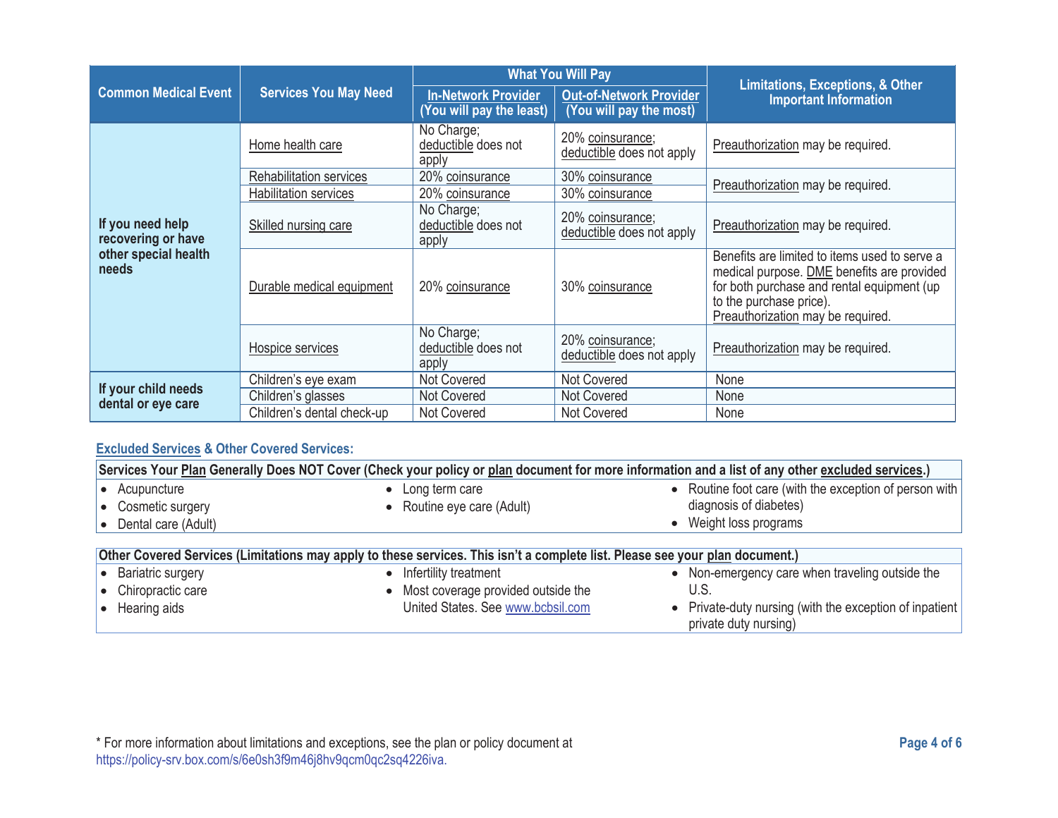| Common Medical Event | Services You May Need | What You Will Pay | | Limitations, Exceptions, & Other Important Information |
|---|---|---|---|---|
| | | In-Network Provider (You will pay the least) | Out-of-Network Provider (You will pay the most) | |
| If you need help recovering or have other special health needs | Home health care | No Charge; deductible does not apply | 20% coinsurance; deductible does not apply | Preauthorization may be required. |
| | Rehabilitation services | 20% coinsurance | 30% coinsurance | Preauthorization may be required. |
| | Habilitation services | 20% coinsurance | 30% coinsurance | |
| | Skilled nursing care | No Charge; deductible does not apply | 20% coinsurance; deductible does not apply | Preauthorization may be required. |
| | Durable medical equipment | 20% coinsurance | 30% coinsurance | Benefits are limited to items used to serve a medical purpose. DME benefits are provided for both purchase and rental equipment (up to the purchase price). Preauthorization may be required. |
| | Hospice services | No Charge; deductible does not apply | 20% coinsurance; deductible does not apply | Preauthorization may be required. |
| If your child needs dental or eye care | Children's eye exam | Not Covered | Not Covered | None |
| | Children's glasses | Not Covered | Not Covered | None |
| | Children's dental check-up | Not Covered | Not Covered | None |

## Excluded Services & Other Covered Services:

**Services Your Plan Generally Does NOT Cover (Check your policy or plan document for more information and a list of any other excluded services.)**

- Acupuncture
- Cosmetic surgery
- Dental care (Adult)
- Long term care
- Routine eye care (Adult)
- Routine foot care (with the exception of person with diagnosis of diabetes)
- Weight loss programs

**Other Covered Services (Limitations may apply to these services. This isn't a complete list. Please see your plan document.)**

- Bariatric surgery
- Chiropractic care
- Hearing aids
- Infertility treatment
- Most coverage provided outside the United States. See www.bcbsil.com
- Non-emergency care when traveling outside the U.S.
- Private-duty nursing (with the exception of inpatient private duty nursing)

* For more information about limitations and exceptions, see the plan or policy document at https://policy-srv.box.com/s/6e0sh3f9m46j8hv9qcm0qc2sq4226iva.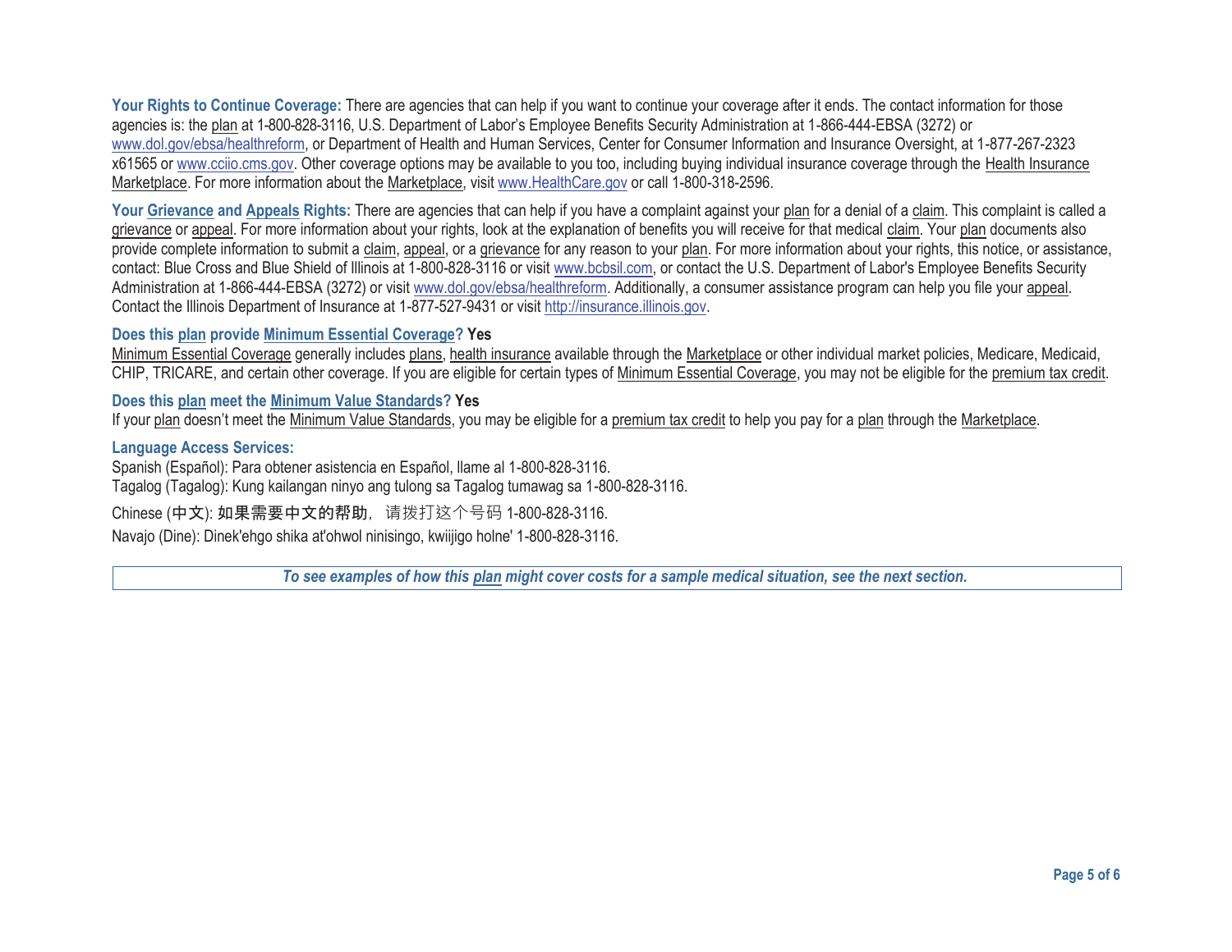**Your Rights to Continue Coverage:** There are agencies that can help if you want to continue your coverage after it ends. The contact information for those agencies is: the plan at 1-800-828-3116, U.S. Department of Labor's Employee Benefits Security Administration at 1-866-444-EBSA (3272) or www.dol.gov/ebsa/healthreform, or Department of Health and Human Services, Center for Consumer Information and Insurance Oversight, at 1-877-267-2323 x61565 or www.cciio.cms.gov. Other coverage options may be available to you too, including buying individual insurance coverage through the Health Insurance Marketplace. For more information about the Marketplace, visit www.HealthCare.gov or call 1-800-318-2596.

**Your Grievance and Appeals Rights:** There are agencies that can help if you have a complaint against your plan for a denial of a claim. This complaint is called a grievance or appeal. For more information about your rights, look at the explanation of benefits you will receive for that medical claim. Your plan documents also provide complete information to submit a claim, appeal, or a grievance for any reason to your plan. For more information about your rights, this notice, or assistance, contact: Blue Cross and Blue Shield of Illinois at 1-800-828-3116 or visit www.bcbsil.com, or contact the U.S. Department of Labor's Employee Benefits Security Administration at 1-866-444-EBSA (3272) or visit www.dol.gov/ebsa/healthreform. Additionally, a consumer assistance program can help you file your appeal. Contact the Illinois Department of Insurance at 1-877-527-9431 or visit http://insurance.illinois.gov.

**Does this plan provide Minimum Essential Coverage? Yes**

Minimum Essential Coverage generally includes plans, health insurance available through the Marketplace or other individual market policies, Medicare, Medicaid, CHIP, TRICARE, and certain other coverage. If you are eligible for certain types of Minimum Essential Coverage, you may not be eligible for the premium tax credit.

**Does this plan meet the Minimum Value Standards? Yes**

If your plan doesn't meet the Minimum Value Standards, you may be eligible for a premium tax credit to help you pay for a plan through the Marketplace.

**Language Access Services:**

Spanish (Español): Para obtener asistencia en Español, llame al 1-800-828-3116.
Tagalog (Tagalog): Kung kailangan ninyo ang tulong sa Tagalog tumawag sa 1-800-828-3116.
Chinese (中文): 如果需要中文的帮助，请拨打这个号码 1-800-828-3116.
Navajo (Dine): Dinek'ehgo shika at'ohwol ninisingo, kwiijigo holne' 1-800-828-3116.

***To see examples of how this plan might cover costs for a sample medical situation, see the next section.***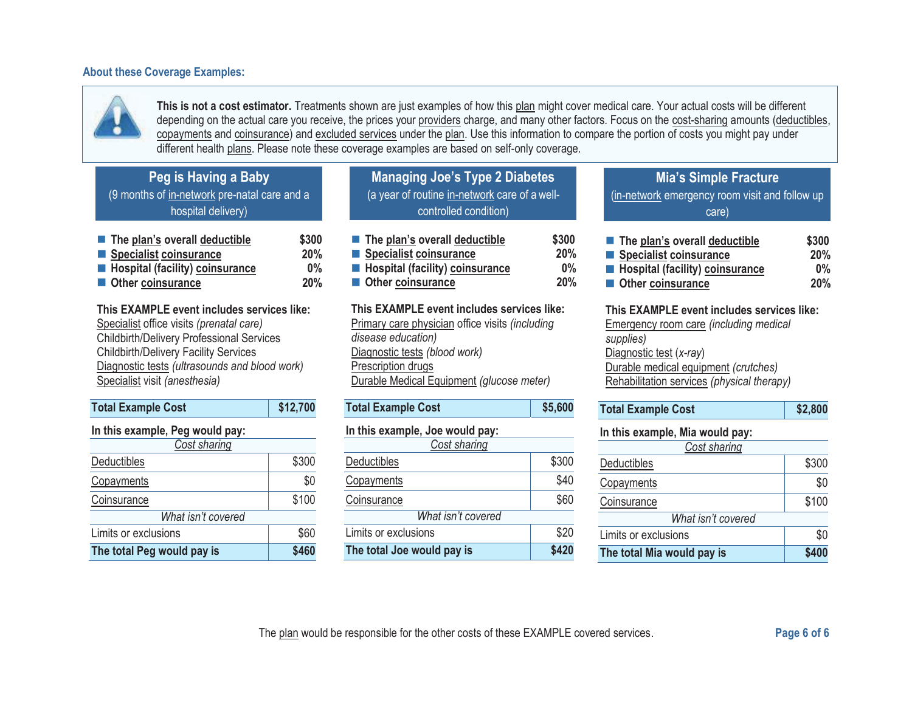### About these Coverage Examples:

**This is not a cost estimator.** Treatments shown are just examples of how this plan might cover medical care. Your actual costs will be different depending on the actual care you receive, the prices your providers charge, and many other factors. Focus on the cost-sharing amounts (deductibles, copayments and coinsurance) and excluded services under the plan. Use this information to compare the portion of costs you might pay under different health plans. Please note these coverage examples are based on self-only coverage.

## Peg is Having a Baby

(9 months of in-network pre-natal care and a hospital delivery)

- **The plan's overall deductible** — **$300**
- **Specialist coinsurance** — **20%**
- **Hospital (facility) coinsurance** — **0%**
- **Other coinsurance** — **20%**

**This EXAMPLE event includes services like:**

Specialist office visits *(prenatal care)*
Childbirth/Delivery Professional Services
Childbirth/Delivery Facility Services
Diagnostic tests *(ultrasounds and blood work)*
Specialist visit *(anesthesia)*

| **Total Example Cost** | **$12,700** |
|---|---|
| **In this example, Peg would pay:** | |
| *Cost sharing* | |
| Deductibles | $300 |
| Copayments | $0 |
| Coinsurance | $100 |
| *What isn't covered* | |
| Limits or exclusions | $60 |
| **The total Peg would pay is** | **$460** |

## Managing Joe's Type 2 Diabetes

(a year of routine in-network care of a well-controlled condition)

- **The plan's overall deductible** — **$300**
- **Specialist coinsurance** — **20%**
- **Hospital (facility) coinsurance** — **0%**
- **Other coinsurance** — **20%**

**This EXAMPLE event includes services like:**

Primary care physician office visits *(including disease education)*
Diagnostic tests *(blood work)*
Prescription drugs
Durable Medical Equipment *(glucose meter)*

| **Total Example Cost** | **$5,600** |
|---|---|
| **In this example, Joe would pay:** | |
| *Cost sharing* | |
| Deductibles | $300 |
| Copayments | $40 |
| Coinsurance | $60 |
| *What isn't covered* | |
| Limits or exclusions | $20 |
| **The total Joe would pay is** | **$420** |

## Mia's Simple Fracture

(in-network emergency room visit and follow up care)

- **The plan's overall deductible** — **$300**
- **Specialist coinsurance** — **20%**
- **Hospital (facility) coinsurance** — **0%**
- **Other coinsurance** — **20%**

**This EXAMPLE event includes services like:**

Emergency room care *(including medical supplies)*
Diagnostic test *(x-ray)*
Durable medical equipment *(crutches)*
Rehabilitation services *(physical therapy)*

| **Total Example Cost** | **$2,800** |
|---|---|
| **In this example, Mia would pay:** | |
| *Cost sharing* | |
| Deductibles | $300 |
| Copayments | $0 |
| Coinsurance | $100 |
| *What isn't covered* | |
| Limits or exclusions | $0 |
| **The total Mia would pay is** | **$400** |

The plan would be responsible for the other costs of these EXAMPLE covered services.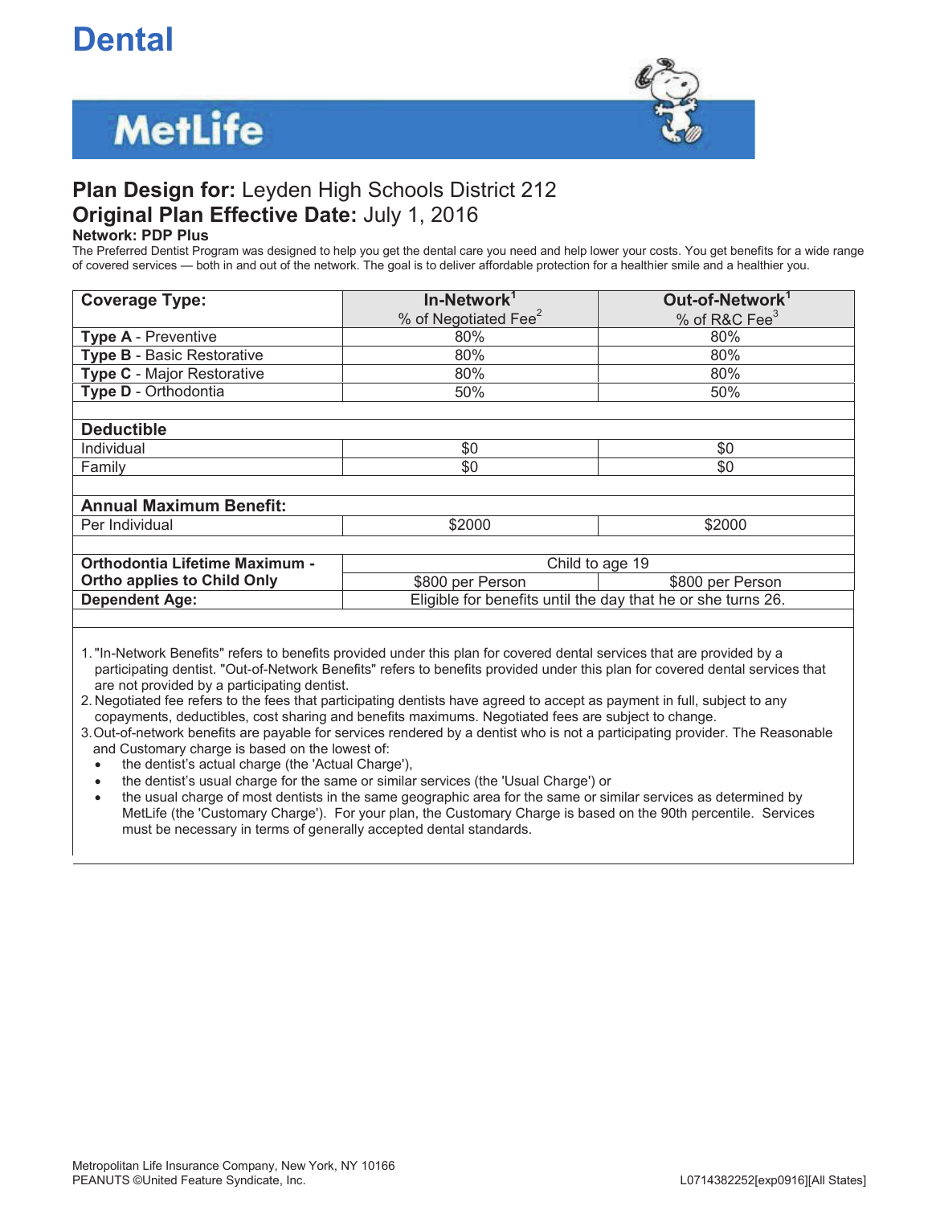# Dental

MetLife

**Plan Design for:** Leyden High Schools District 212
**Original Plan Effective Date:** July 1, 2016

**Network: PDP Plus**

The Preferred Dentist Program was designed to help you get the dental care you need and help lower your costs. You get benefits for a wide range of covered services — both in and out of the network. The goal is to deliver affordable protection for a healthier smile and a healthier you.

| **Coverage Type:** | **In-Network**[1] % of Negotiated Fee[2] | **Out-of-Network**[1] % of R&C Fee[3] |
|---|---|---|
| **Type A** - Preventive | 80% | 80% |
| **Type B** - Basic Restorative | 80% | 80% |
| **Type C** - Major Restorative | 80% | 80% |
| **Type D** - Orthodontia | 50% | 50% |
| | | |
| **Deductible** | | |
| Individual | $0 | $0 |
| Family | $0 | $0 |
| | | |
| **Annual Maximum Benefit:** | | |
| Per Individual | $2000 | $2000 |
| | | |
| **Orthodontia Lifetime Maximum - Ortho applies to Child Only** | Child to age 19 | |
| | $800 per Person | $800 per Person |
| **Dependent Age:** | Eligible for benefits until the day that he or she turns 26. | |

1. "In-Network Benefits" refers to benefits provided under this plan for covered dental services that are provided by a participating dentist. "Out-of-Network Benefits" refers to benefits provided under this plan for covered dental services that are not provided by a participating dentist.
2. Negotiated fee refers to the fees that participating dentists have agreed to accept as payment in full, subject to any copayments, deductibles, cost sharing and benefits maximums. Negotiated fees are subject to change.
3. Out-of-network benefits are payable for services rendered by a dentist who is not a participating provider. The Reasonable and Customary charge is based on the lowest of:
   - the dentist's actual charge (the 'Actual Charge'),
   - the dentist's usual charge for the same or similar services (the 'Usual Charge') or
   - the usual charge of most dentists in the same geographic area for the same or similar services as determined by MetLife (the 'Customary Charge'). For your plan, the Customary Charge is based on the 90th percentile. Services must be necessary in terms of generally accepted dental standards.

Metropolitan Life Insurance Company, New York, NY 10166
PEANUTS ©United Feature Syndicate, Inc.

L0714382252[exp0916][All States]